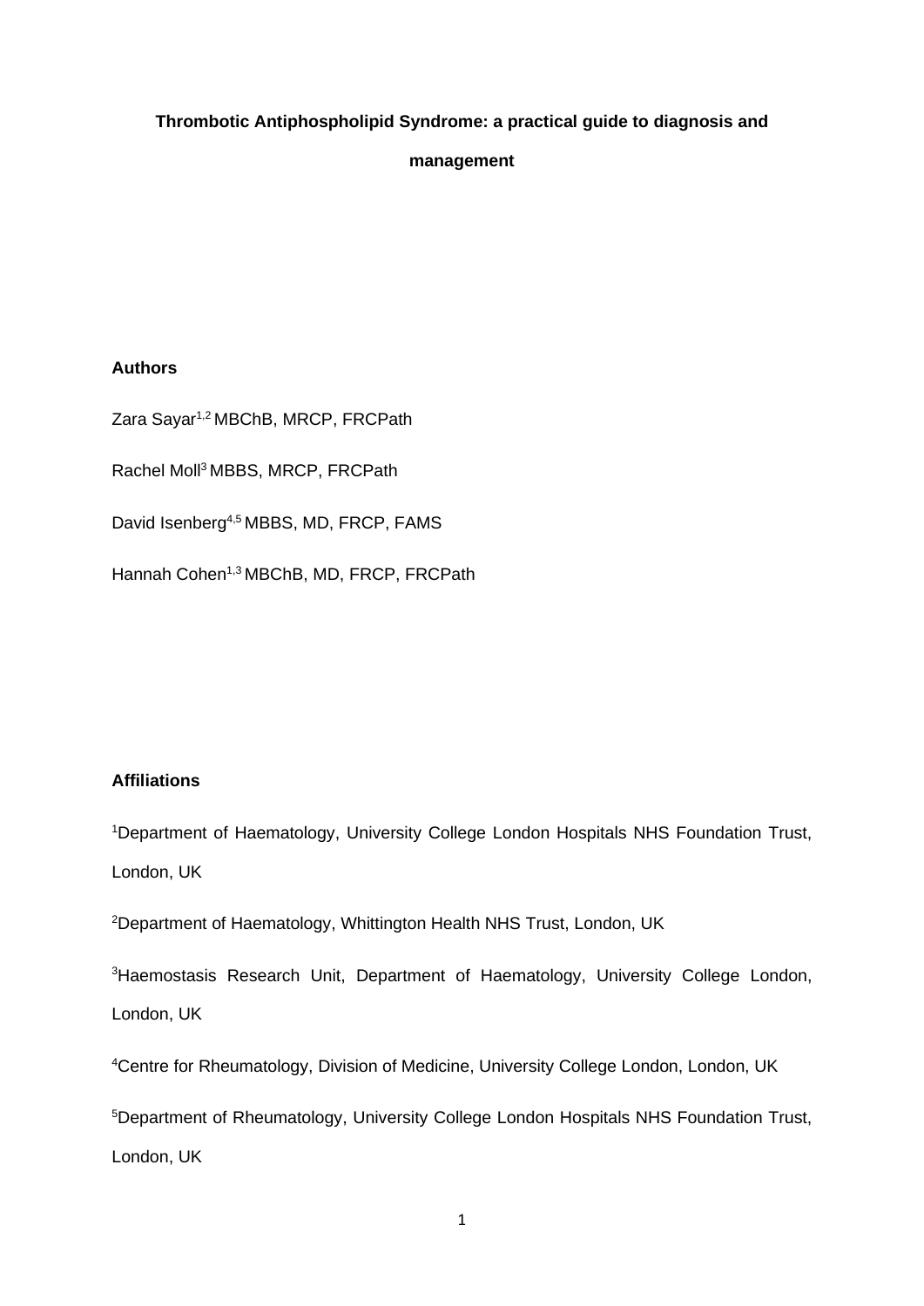# Thrombotic Antiphospholipid Syndrome: a practical guide to diagnosis and management

**Authors**

Zara Sayar[1,2] MBChB, MRCP, FRCPath

Rachel Moll[3] MBBS, MRCP, FRCPath

David Isenberg[4,5] MBBS, MD, FRCP, FAMS

Hannah Cohen[1,3] MBChB, MD, FRCP, FRCPath

**Affiliations**

[1]Department of Haematology, University College London Hospitals NHS Foundation Trust, London, UK

[2]Department of Haematology, Whittington Health NHS Trust, London, UK

[3]Haemostasis Research Unit, Department of Haematology, University College London, London, UK

[4]Centre for Rheumatology, Division of Medicine, University College London, London, UK

[5]Department of Rheumatology, University College London Hospitals NHS Foundation Trust, London, UK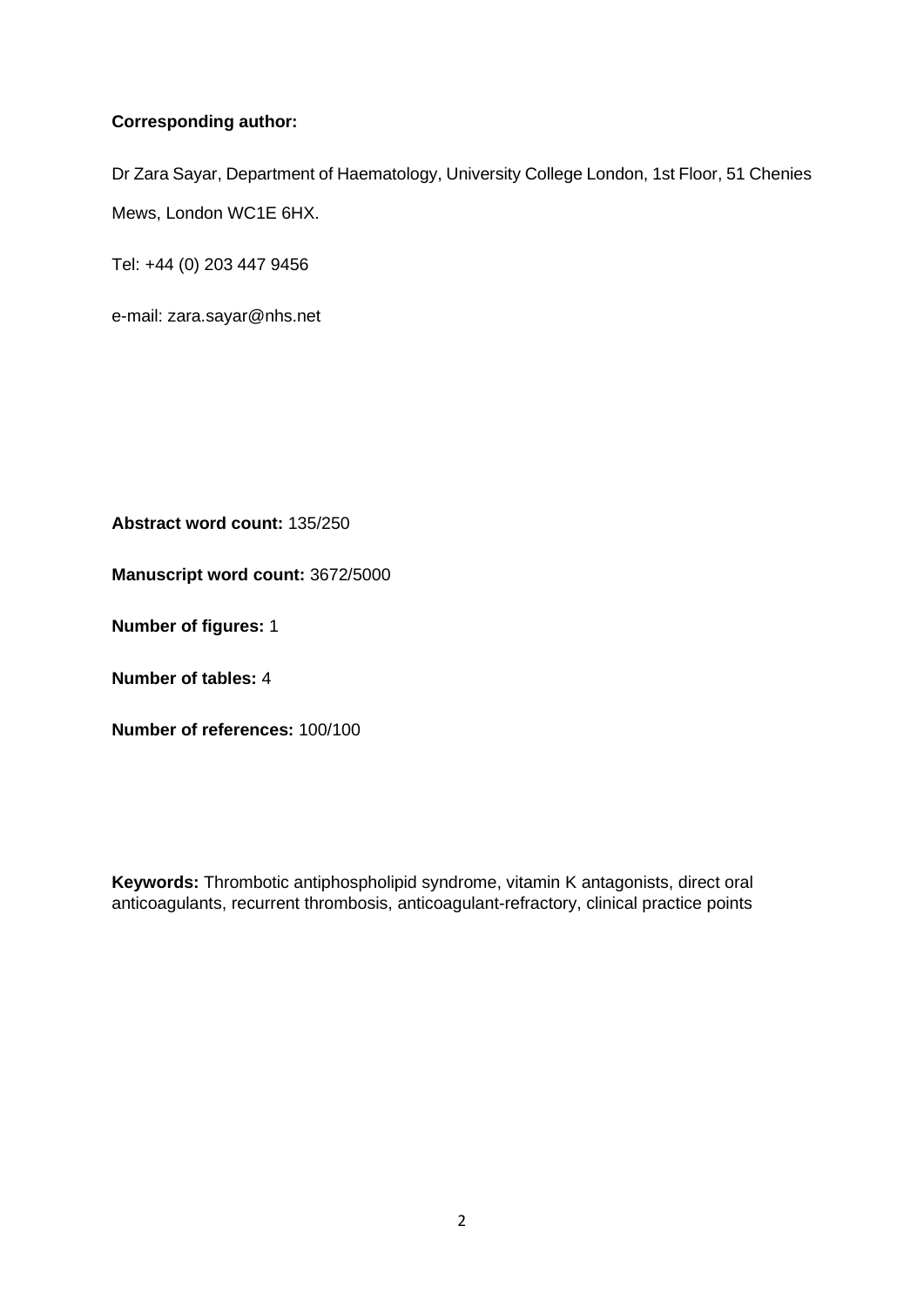**Corresponding author:**

Dr Zara Sayar, Department of Haematology, University College London, 1st Floor, 51 Chenies Mews, London WC1E 6HX.

Tel: +44 (0) 203 447 9456

e-mail: zara.sayar@nhs.net

**Abstract word count:** 135/250

**Manuscript word count:** 3672/5000

**Number of figures:** 1

**Number of tables:** 4

**Number of references:** 100/100

**Keywords:** Thrombotic antiphospholipid syndrome, vitamin K antagonists, direct oral anticoagulants, recurrent thrombosis, anticoagulant-refractory, clinical practice points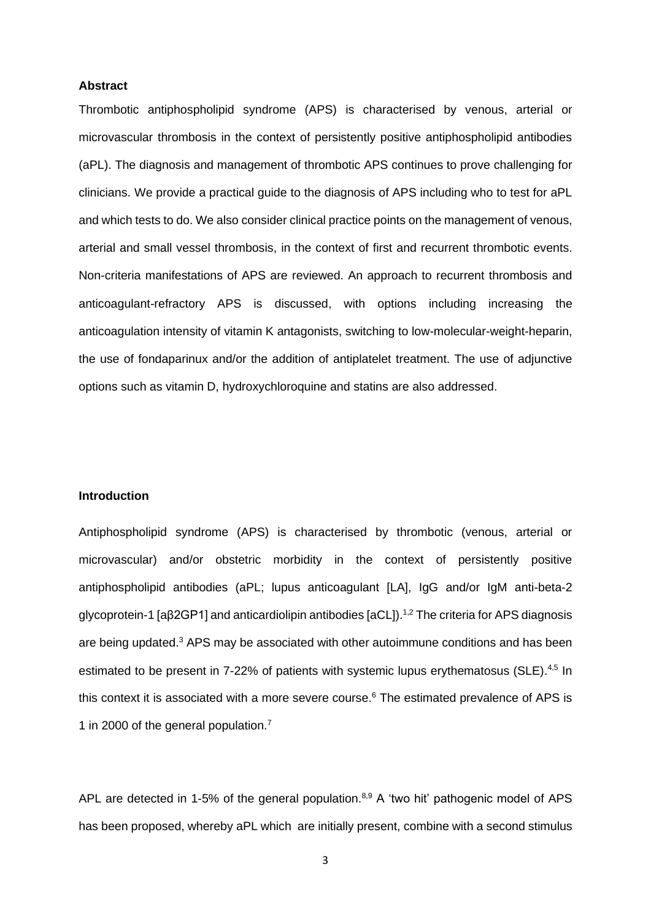**Abstract**

Thrombotic antiphospholipid syndrome (APS) is characterised by venous, arterial or microvascular thrombosis in the context of persistently positive antiphospholipid antibodies (aPL). The diagnosis and management of thrombotic APS continues to prove challenging for clinicians. We provide a practical guide to the diagnosis of APS including who to test for aPL and which tests to do. We also consider clinical practice points on the management of venous, arterial and small vessel thrombosis, in the context of first and recurrent thrombotic events. Non-criteria manifestations of APS are reviewed. An approach to recurrent thrombosis and anticoagulant-refractory APS is discussed, with options including increasing the anticoagulation intensity of vitamin K antagonists, switching to low-molecular-weight-heparin, the use of fondaparinux and/or the addition of antiplatelet treatment. The use of adjunctive options such as vitamin D, hydroxychloroquine and statins are also addressed.

**Introduction**

Antiphospholipid syndrome (APS) is characterised by thrombotic (venous, arterial or microvascular) and/or obstetric morbidity in the context of persistently positive antiphospholipid antibodies (aPL; lupus anticoagulant [LA], IgG and/or IgM anti-beta-2 glycoprotein-1 [aβ2GP1] and anticardiolipin antibodies [aCL]).[1,2] The criteria for APS diagnosis are being updated.[3] APS may be associated with other autoimmune conditions and has been estimated to be present in 7-22% of patients with systemic lupus erythematosus (SLE).[4,5] In this context it is associated with a more severe course.[6] The estimated prevalence of APS is 1 in 2000 of the general population.[7]

APL are detected in 1-5% of the general population.[8,9] A 'two hit' pathogenic model of APS has been proposed, whereby aPL which are initially present, combine with a second stimulus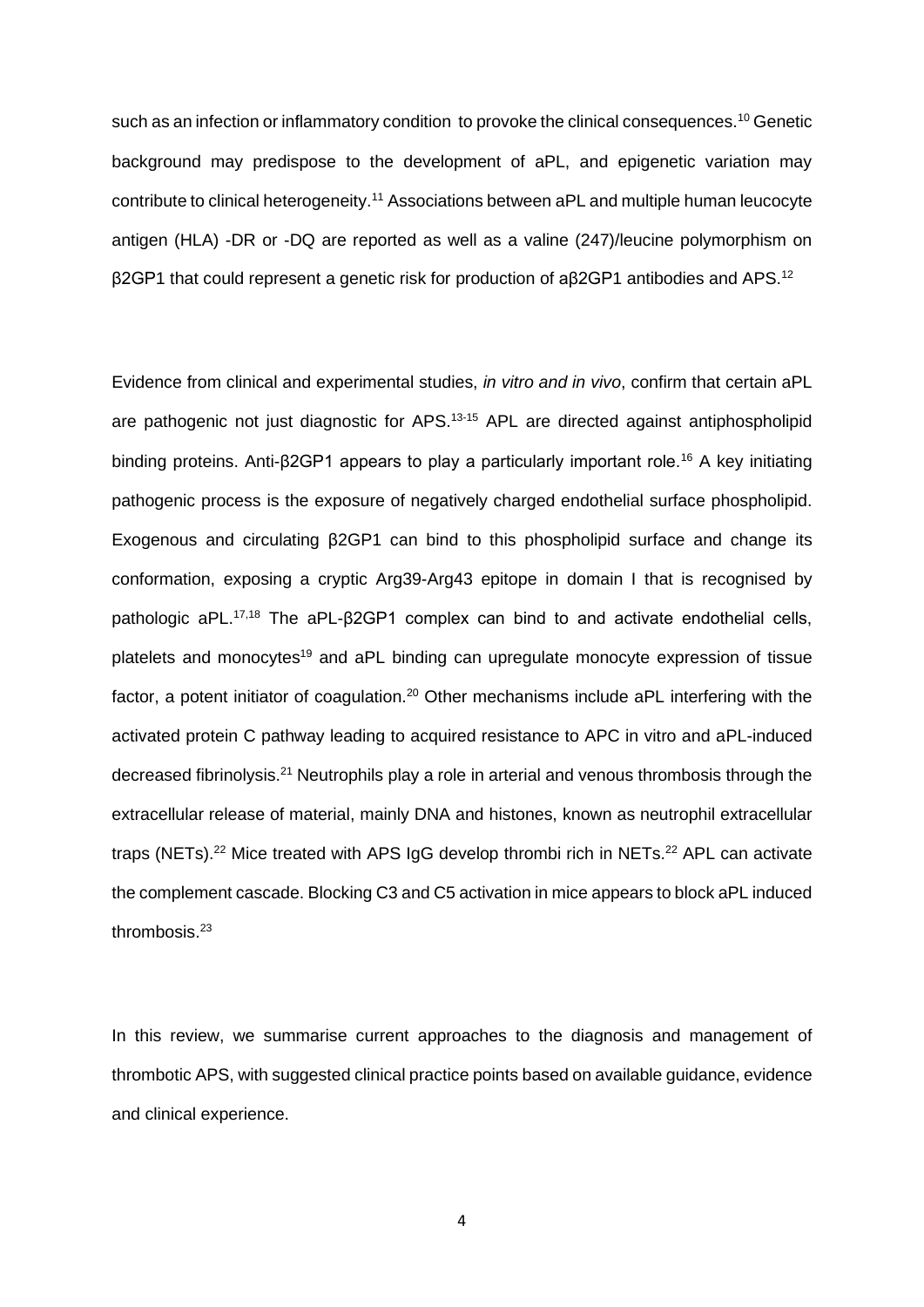such as an infection or inflammatory condition to provoke the clinical consequences.[10] Genetic background may predispose to the development of aPL, and epigenetic variation may contribute to clinical heterogeneity.[11] Associations between aPL and multiple human leucocyte antigen (HLA) -DR or -DQ are reported as well as a valine (247)/leucine polymorphism on β2GP1 that could represent a genetic risk for production of aβ2GP1 antibodies and APS.[12]

Evidence from clinical and experimental studies, *in vitro and in vivo*, confirm that certain aPL are pathogenic not just diagnostic for APS.[13-15] APL are directed against antiphospholipid binding proteins. Anti-β2GP1 appears to play a particularly important role.[16] A key initiating pathogenic process is the exposure of negatively charged endothelial surface phospholipid. Exogenous and circulating β2GP1 can bind to this phospholipid surface and change its conformation, exposing a cryptic Arg39-Arg43 epitope in domain I that is recognised by pathologic aPL.[17,18] The aPL-β2GP1 complex can bind to and activate endothelial cells, platelets and monocytes[19] and aPL binding can upregulate monocyte expression of tissue factor, a potent initiator of coagulation.[20] Other mechanisms include aPL interfering with the activated protein C pathway leading to acquired resistance to APC in vitro and aPL-induced decreased fibrinolysis.[21] Neutrophils play a role in arterial and venous thrombosis through the extracellular release of material, mainly DNA and histones, known as neutrophil extracellular traps (NETs).[22] Mice treated with APS IgG develop thrombi rich in NETs.[22] APL can activate the complement cascade. Blocking C3 and C5 activation in mice appears to block aPL induced thrombosis.[23]

In this review, we summarise current approaches to the diagnosis and management of thrombotic APS, with suggested clinical practice points based on available guidance, evidence and clinical experience.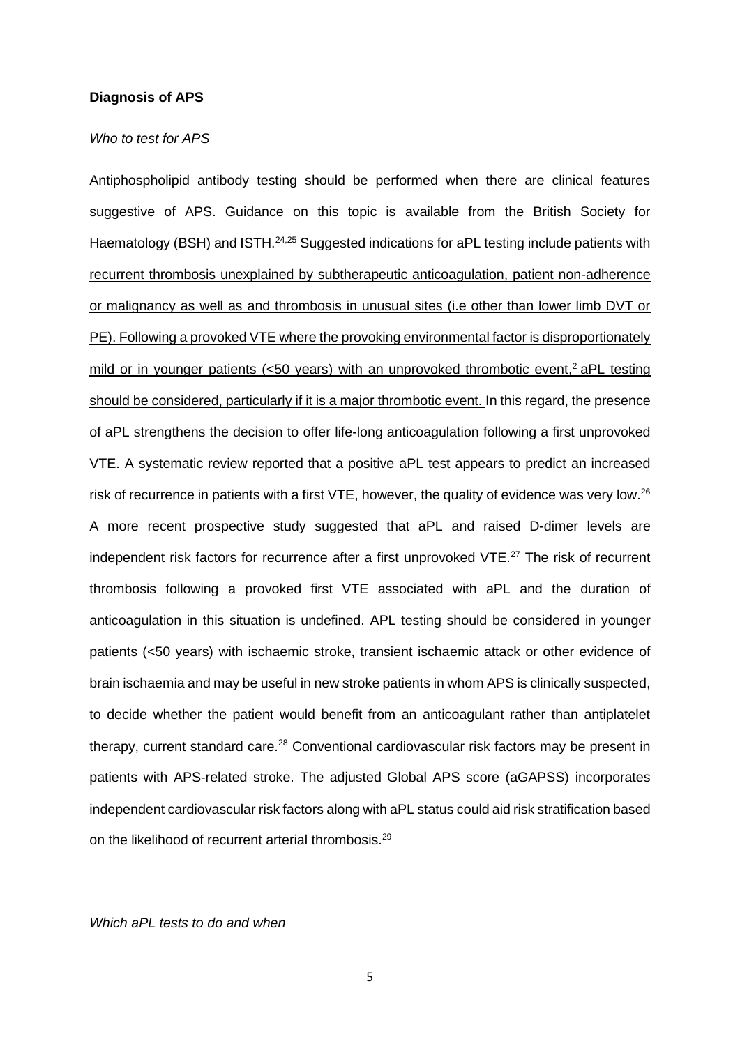**Diagnosis of APS**

*Who to test for APS*

Antiphospholipid antibody testing should be performed when there are clinical features suggestive of APS. Guidance on this topic is available from the British Society for Haematology (BSH) and ISTH.[24,25] Suggested indications for aPL testing include patients with recurrent thrombosis unexplained by subtherapeutic anticoagulation, patient non-adherence or malignancy as well as and thrombosis in unusual sites (i.e other than lower limb DVT or PE). Following a provoked VTE where the provoking environmental factor is disproportionately mild or in younger patients (<50 years) with an unprovoked thrombotic event,[2] aPL testing should be considered, particularly if it is a major thrombotic event. In this regard, the presence of aPL strengthens the decision to offer life-long anticoagulation following a first unprovoked VTE. A systematic review reported that a positive aPL test appears to predict an increased risk of recurrence in patients with a first VTE, however, the quality of evidence was very low.[26] A more recent prospective study suggested that aPL and raised D-dimer levels are independent risk factors for recurrence after a first unprovoked VTE.[27] The risk of recurrent thrombosis following a provoked first VTE associated with aPL and the duration of anticoagulation in this situation is undefined. APL testing should be considered in younger patients (<50 years) with ischaemic stroke, transient ischaemic attack or other evidence of brain ischaemia and may be useful in new stroke patients in whom APS is clinically suspected, to decide whether the patient would benefit from an anticoagulant rather than antiplatelet therapy, current standard care.[28] Conventional cardiovascular risk factors may be present in patients with APS-related stroke. The adjusted Global APS score (aGAPSS) incorporates independent cardiovascular risk factors along with aPL status could aid risk stratification based on the likelihood of recurrent arterial thrombosis.[29]

*Which aPL tests to do and when*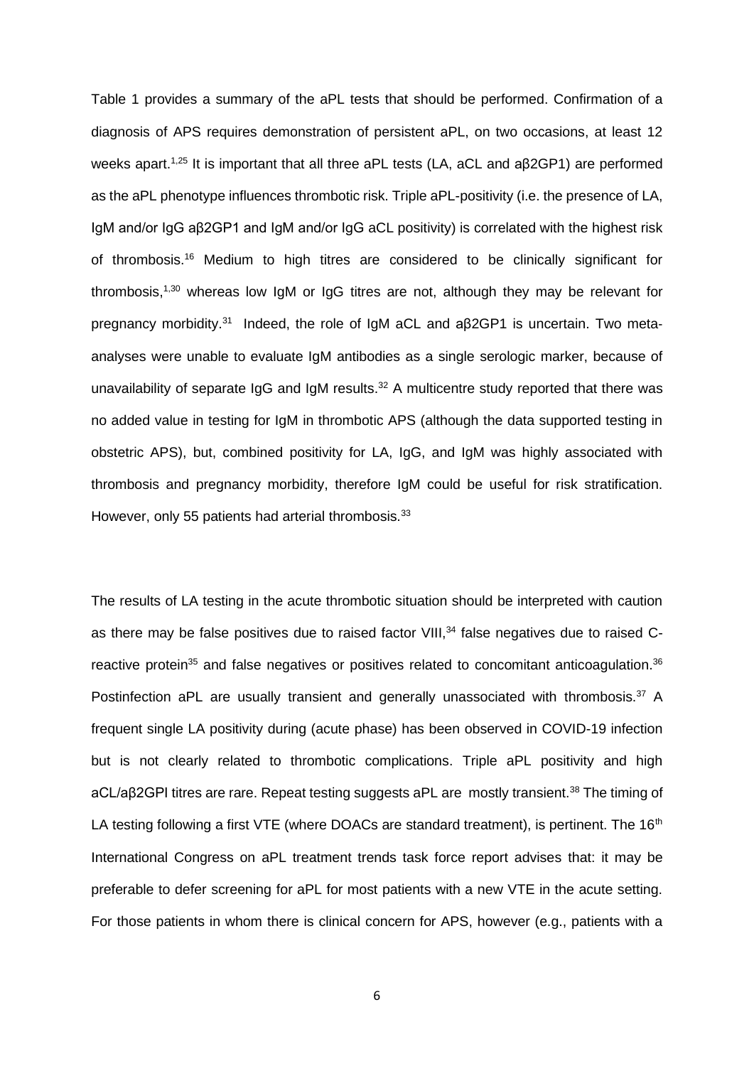Table 1 provides a summary of the aPL tests that should be performed. Confirmation of a diagnosis of APS requires demonstration of persistent aPL, on two occasions, at least 12 weeks apart.[1,25] It is important that all three aPL tests (LA, aCL and aβ2GP1) are performed as the aPL phenotype influences thrombotic risk. Triple aPL-positivity (i.e. the presence of LA, IgM and/or IgG aβ2GP1 and IgM and/or IgG aCL positivity) is correlated with the highest risk of thrombosis.[16] Medium to high titres are considered to be clinically significant for thrombosis,[1,30] whereas low IgM or IgG titres are not, although they may be relevant for pregnancy morbidity.[31] Indeed, the role of IgM aCL and aβ2GP1 is uncertain. Two meta-analyses were unable to evaluate IgM antibodies as a single serologic marker, because of unavailability of separate IgG and IgM results.[32] A multicentre study reported that there was no added value in testing for IgM in thrombotic APS (although the data supported testing in obstetric APS), but, combined positivity for LA, IgG, and IgM was highly associated with thrombosis and pregnancy morbidity, therefore IgM could be useful for risk stratification. However, only 55 patients had arterial thrombosis.[33]

The results of LA testing in the acute thrombotic situation should be interpreted with caution as there may be false positives due to raised factor VIII,[34] false negatives due to raised C-reactive protein[35] and false negatives or positives related to concomitant anticoagulation.[36] Postinfection aPL are usually transient and generally unassociated with thrombosis.[37] A frequent single LA positivity during (acute phase) has been observed in COVID-19 infection but is not clearly related to thrombotic complications. Triple aPL positivity and high aCL/aβ2GPI titres are rare. Repeat testing suggests aPL are mostly transient.[38] The timing of LA testing following a first VTE (where DOACs are standard treatment), is pertinent. The 16th International Congress on aPL treatment trends task force report advises that: it may be preferable to defer screening for aPL for most patients with a new VTE in the acute setting. For those patients in whom there is clinical concern for APS, however (e.g., patients with a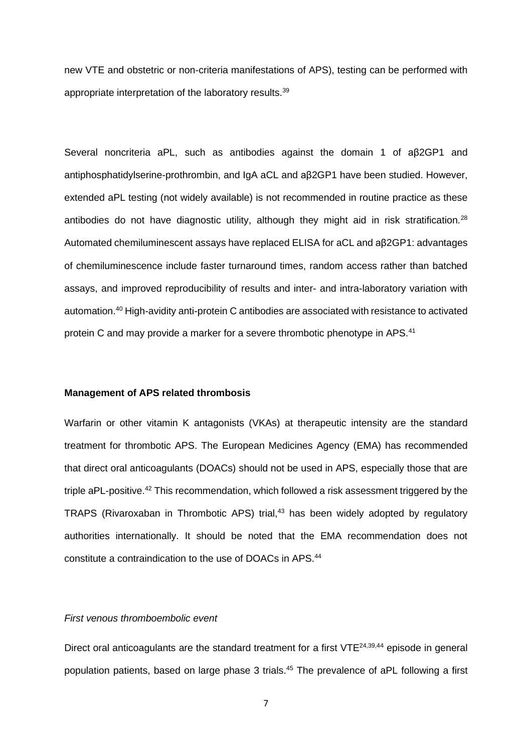new VTE and obstetric or non-criteria manifestations of APS), testing can be performed with appropriate interpretation of the laboratory results.[39]

Several noncriteria aPL, such as antibodies against the domain 1 of aβ2GP1 and antiphosphatidylserine-prothrombin, and IgA aCL and aβ2GP1 have been studied. However, extended aPL testing (not widely available) is not recommended in routine practice as these antibodies do not have diagnostic utility, although they might aid in risk stratification.[28] Automated chemiluminescent assays have replaced ELISA for aCL and aβ2GP1: advantages of chemiluminescence include faster turnaround times, random access rather than batched assays, and improved reproducibility of results and inter- and intra-laboratory variation with automation.[40] High-avidity anti-protein C antibodies are associated with resistance to activated protein C and may provide a marker for a severe thrombotic phenotype in APS.[41]

**Management of APS related thrombosis**

Warfarin or other vitamin K antagonists (VKAs) at therapeutic intensity are the standard treatment for thrombotic APS. The European Medicines Agency (EMA) has recommended that direct oral anticoagulants (DOACs) should not be used in APS, especially those that are triple aPL-positive.[42] This recommendation, which followed a risk assessment triggered by the TRAPS (Rivaroxaban in Thrombotic APS) trial,[43] has been widely adopted by regulatory authorities internationally. It should be noted that the EMA recommendation does not constitute a contraindication to the use of DOACs in APS.[44]

*First venous thromboembolic event*

Direct oral anticoagulants are the standard treatment for a first VTE[24,39,44] episode in general population patients, based on large phase 3 trials.[45] The prevalence of aPL following a first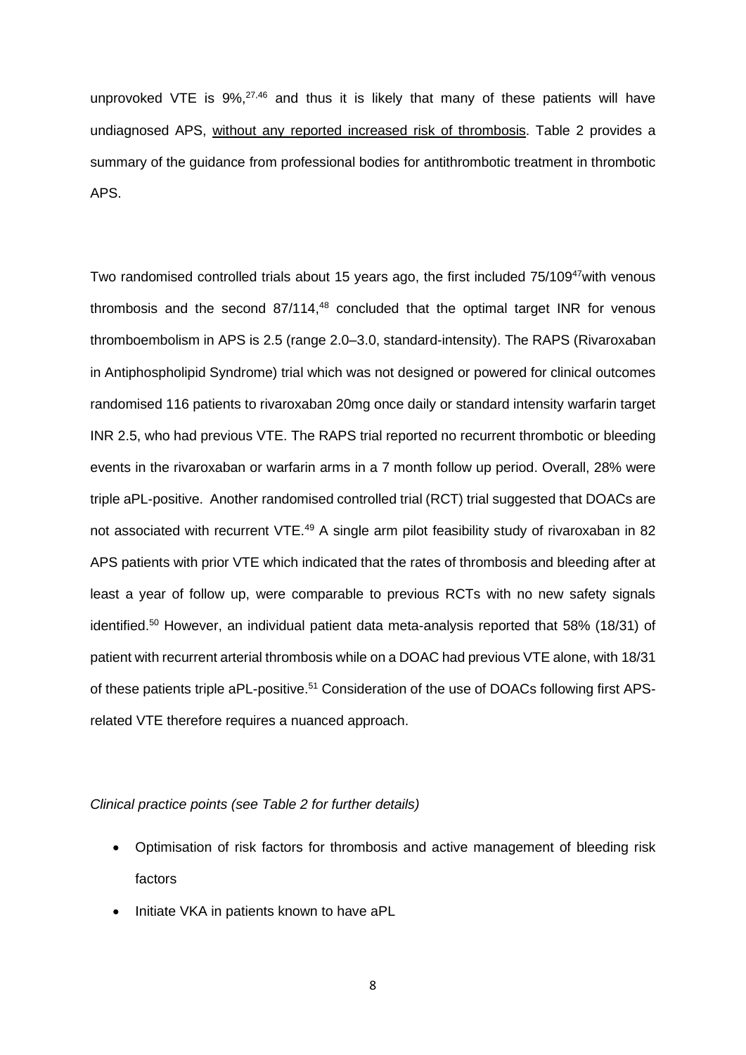unprovoked VTE is 9%,[27,46] and thus it is likely that many of these patients will have undiagnosed APS, <u>without any reported increased risk of thrombosis</u>. Table 2 provides a summary of the guidance from professional bodies for antithrombotic treatment in thrombotic APS.

Two randomised controlled trials about 15 years ago, the first included 75/109[47]with venous thrombosis and the second 87/114,[48] concluded that the optimal target INR for venous thromboembolism in APS is 2.5 (range 2.0–3.0, standard-intensity). The RAPS (Rivaroxaban in Antiphospholipid Syndrome) trial which was not designed or powered for clinical outcomes randomised 116 patients to rivaroxaban 20mg once daily or standard intensity warfarin target INR 2.5, who had previous VTE. The RAPS trial reported no recurrent thrombotic or bleeding events in the rivaroxaban or warfarin arms in a 7 month follow up period. Overall, 28% were triple aPL-positive. Another randomised controlled trial (RCT) trial suggested that DOACs are not associated with recurrent VTE.[49] A single arm pilot feasibility study of rivaroxaban in 82 APS patients with prior VTE which indicated that the rates of thrombosis and bleeding after at least a year of follow up, were comparable to previous RCTs with no new safety signals identified.[50] However, an individual patient data meta-analysis reported that 58% (18/31) of patient with recurrent arterial thrombosis while on a DOAC had previous VTE alone, with 18/31 of these patients triple aPL-positive.[51] Consideration of the use of DOACs following first APS-related VTE therefore requires a nuanced approach.

*Clinical practice points (see Table 2 for further details)*

- Optimisation of risk factors for thrombosis and active management of bleeding risk factors
- Initiate VKA in patients known to have aPL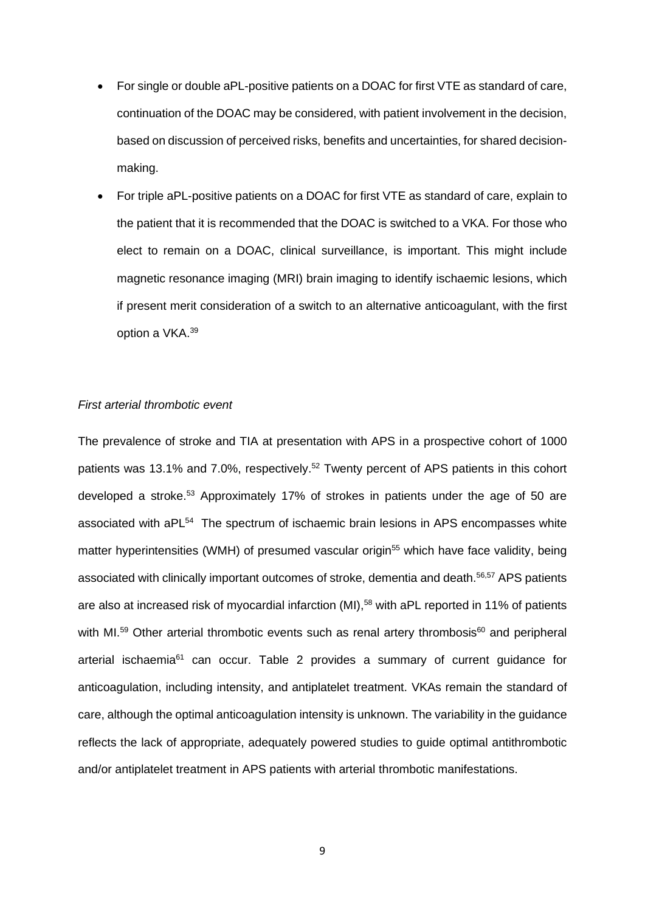- For single or double aPL-positive patients on a DOAC for first VTE as standard of care, continuation of the DOAC may be considered, with patient involvement in the decision, based on discussion of perceived risks, benefits and uncertainties, for shared decision-making.
- For triple aPL-positive patients on a DOAC for first VTE as standard of care, explain to the patient that it is recommended that the DOAC is switched to a VKA. For those who elect to remain on a DOAC, clinical surveillance, is important. This might include magnetic resonance imaging (MRI) brain imaging to identify ischaemic lesions, which if present merit consideration of a switch to an alternative anticoagulant, with the first option a VKA.[39]

*First arterial thrombotic event*

The prevalence of stroke and TIA at presentation with APS in a prospective cohort of 1000 patients was 13.1% and 7.0%, respectively.[52] Twenty percent of APS patients in this cohort developed a stroke.[53] Approximately 17% of strokes in patients under the age of 50 are associated with aPL[54] The spectrum of ischaemic brain lesions in APS encompasses white matter hyperintensities (WMH) of presumed vascular origin[55] which have face validity, being associated with clinically important outcomes of stroke, dementia and death.[56,57] APS patients are also at increased risk of myocardial infarction (MI),[58] with aPL reported in 11% of patients with MI.[59] Other arterial thrombotic events such as renal artery thrombosis[60] and peripheral arterial ischaemia[61] can occur. Table 2 provides a summary of current guidance for anticoagulation, including intensity, and antiplatelet treatment. VKAs remain the standard of care, although the optimal anticoagulation intensity is unknown. The variability in the guidance reflects the lack of appropriate, adequately powered studies to guide optimal antithrombotic and/or antiplatelet treatment in APS patients with arterial thrombotic manifestations.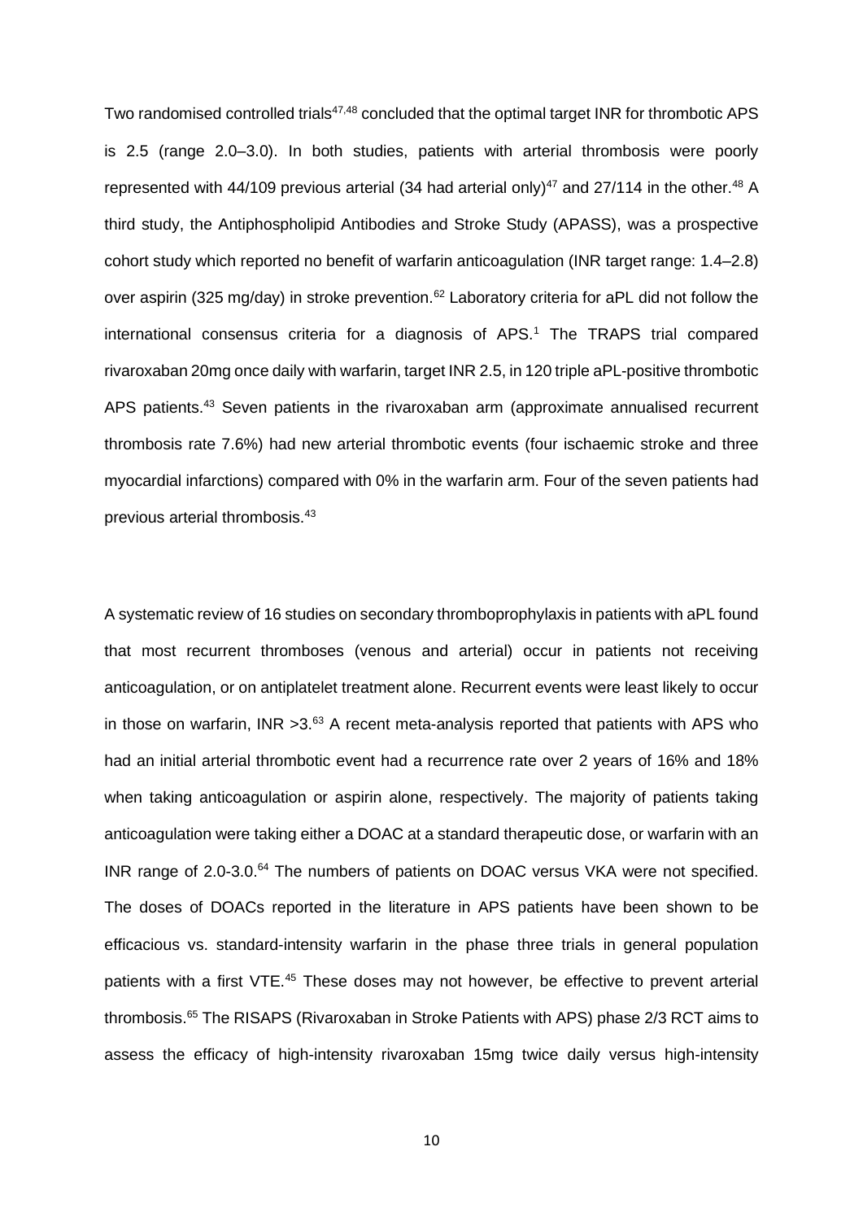Two randomised controlled trials[47,48] concluded that the optimal target INR for thrombotic APS is 2.5 (range 2.0–3.0). In both studies, patients with arterial thrombosis were poorly represented with 44/109 previous arterial (34 had arterial only)[47] and 27/114 in the other.[48] A third study, the Antiphospholipid Antibodies and Stroke Study (APASS), was a prospective cohort study which reported no benefit of warfarin anticoagulation (INR target range: 1.4–2.8) over aspirin (325 mg/day) in stroke prevention.[62] Laboratory criteria for aPL did not follow the international consensus criteria for a diagnosis of APS.[1] The TRAPS trial compared rivaroxaban 20mg once daily with warfarin, target INR 2.5, in 120 triple aPL-positive thrombotic APS patients.[43] Seven patients in the rivaroxaban arm (approximate annualised recurrent thrombosis rate 7.6%) had new arterial thrombotic events (four ischaemic stroke and three myocardial infarctions) compared with 0% in the warfarin arm. Four of the seven patients had previous arterial thrombosis.[43]

A systematic review of 16 studies on secondary thromboprophylaxis in patients with aPL found that most recurrent thromboses (venous and arterial) occur in patients not receiving anticoagulation, or on antiplatelet treatment alone. Recurrent events were least likely to occur in those on warfarin, INR >3.[63] A recent meta-analysis reported that patients with APS who had an initial arterial thrombotic event had a recurrence rate over 2 years of 16% and 18% when taking anticoagulation or aspirin alone, respectively. The majority of patients taking anticoagulation were taking either a DOAC at a standard therapeutic dose, or warfarin with an INR range of 2.0-3.0.[64] The numbers of patients on DOAC versus VKA were not specified. The doses of DOACs reported in the literature in APS patients have been shown to be efficacious vs. standard-intensity warfarin in the phase three trials in general population patients with a first VTE.[45] These doses may not however, be effective to prevent arterial thrombosis.[65] The RISAPS (Rivaroxaban in Stroke Patients with APS) phase 2/3 RCT aims to assess the efficacy of high-intensity rivaroxaban 15mg twice daily versus high-intensity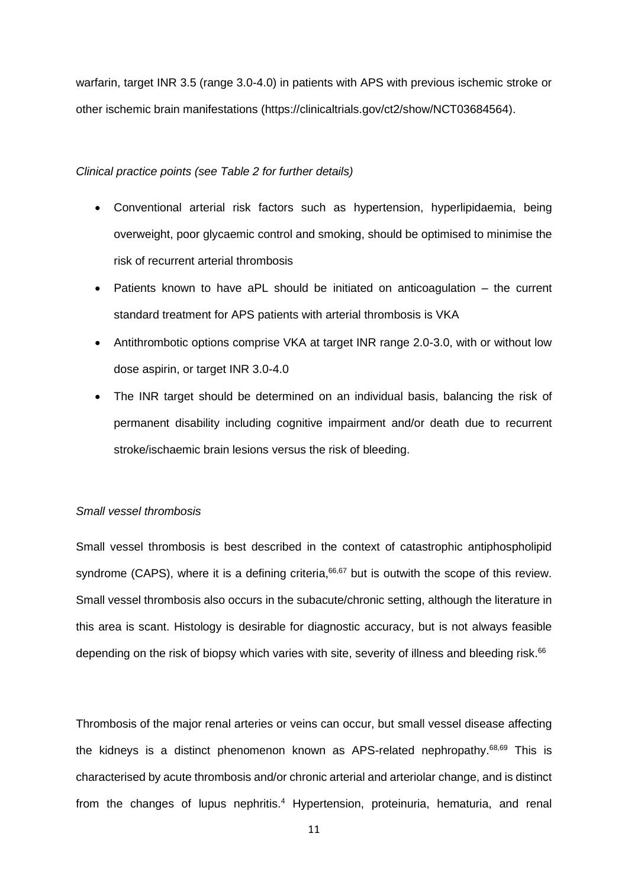warfarin, target INR 3.5 (range 3.0-4.0) in patients with APS with previous ischemic stroke or other ischemic brain manifestations (https://clinicaltrials.gov/ct2/show/NCT03684564).

*Clinical practice points (see Table 2 for further details)*

- Conventional arterial risk factors such as hypertension, hyperlipidaemia, being overweight, poor glycaemic control and smoking, should be optimised to minimise the risk of recurrent arterial thrombosis
- Patients known to have aPL should be initiated on anticoagulation – the current standard treatment for APS patients with arterial thrombosis is VKA
- Antithrombotic options comprise VKA at target INR range 2.0-3.0, with or without low dose aspirin, or target INR 3.0-4.0
- The INR target should be determined on an individual basis, balancing the risk of permanent disability including cognitive impairment and/or death due to recurrent stroke/ischaemic brain lesions versus the risk of bleeding.

*Small vessel thrombosis*

Small vessel thrombosis is best described in the context of catastrophic antiphospholipid syndrome (CAPS), where it is a defining criteria,[66,67] but is outwith the scope of this review. Small vessel thrombosis also occurs in the subacute/chronic setting, although the literature in this area is scant. Histology is desirable for diagnostic accuracy, but is not always feasible depending on the risk of biopsy which varies with site, severity of illness and bleeding risk.[66]

Thrombosis of the major renal arteries or veins can occur, but small vessel disease affecting the kidneys is a distinct phenomenon known as APS-related nephropathy.[68,69] This is characterised by acute thrombosis and/or chronic arterial and arteriolar change, and is distinct from the changes of lupus nephritis.[4] Hypertension, proteinuria, hematuria, and renal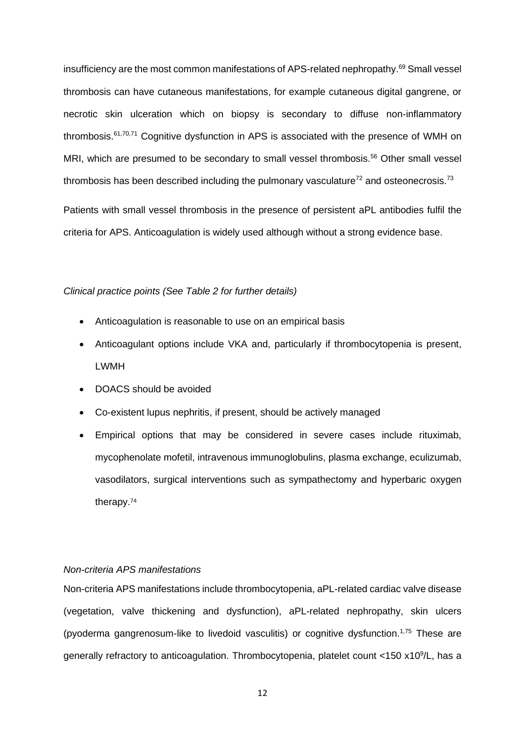insufficiency are the most common manifestations of APS-related nephropathy.[69] Small vessel thrombosis can have cutaneous manifestations, for example cutaneous digital gangrene, or necrotic skin ulceration which on biopsy is secondary to diffuse non-inflammatory thrombosis.[61,70,71] Cognitive dysfunction in APS is associated with the presence of WMH on MRI, which are presumed to be secondary to small vessel thrombosis.[56] Other small vessel thrombosis has been described including the pulmonary vasculature[72] and osteonecrosis.[73]

Patients with small vessel thrombosis in the presence of persistent aPL antibodies fulfil the criteria for APS. Anticoagulation is widely used although without a strong evidence base.

*Clinical practice points (See Table 2 for further details)*

- Anticoagulation is reasonable to use on an empirical basis
- Anticoagulant options include VKA and, particularly if thrombocytopenia is present, LWMH
- DOACS should be avoided
- Co-existent lupus nephritis, if present, should be actively managed
- Empirical options that may be considered in severe cases include rituximab, mycophenolate mofetil, intravenous immunoglobulins, plasma exchange, eculizumab, vasodilators, surgical interventions such as sympathectomy and hyperbaric oxygen therapy.[74]

*Non-criteria APS manifestations*

Non-criteria APS manifestations include thrombocytopenia, aPL-related cardiac valve disease (vegetation, valve thickening and dysfunction), aPL-related nephropathy, skin ulcers (pyoderma gangrenosum-like to livedoid vasculitis) or cognitive dysfunction.[1,75] These are generally refractory to anticoagulation. Thrombocytopenia, platelet count <150 x$10^9$/L, has a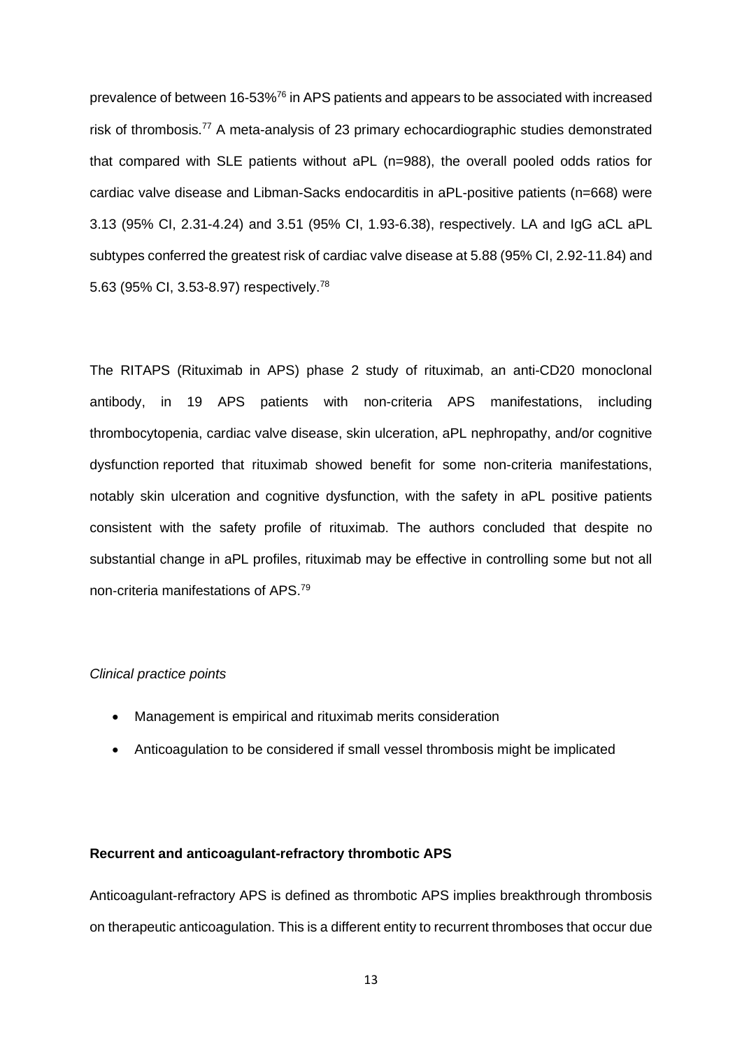prevalence of between 16-53%[76] in APS patients and appears to be associated with increased risk of thrombosis.[77] A meta-analysis of 23 primary echocardiographic studies demonstrated that compared with SLE patients without aPL (n=988), the overall pooled odds ratios for cardiac valve disease and Libman-Sacks endocarditis in aPL-positive patients (n=668) were 3.13 (95% CI, 2.31-4.24) and 3.51 (95% CI, 1.93-6.38), respectively. LA and IgG aCL aPL subtypes conferred the greatest risk of cardiac valve disease at 5.88 (95% CI, 2.92-11.84) and 5.63 (95% CI, 3.53-8.97) respectively.[78]

The RITAPS (Rituximab in APS) phase 2 study of rituximab, an anti-CD20 monoclonal antibody, in 19 APS patients with non-criteria APS manifestations, including thrombocytopenia, cardiac valve disease, skin ulceration, aPL nephropathy, and/or cognitive dysfunction reported that rituximab showed benefit for some non-criteria manifestations, notably skin ulceration and cognitive dysfunction, with the safety in aPL positive patients consistent with the safety profile of rituximab. The authors concluded that despite no substantial change in aPL profiles, rituximab may be effective in controlling some but not all non-criteria manifestations of APS.[79]

*Clinical practice points*

- Management is empirical and rituximab merits consideration
- Anticoagulation to be considered if small vessel thrombosis might be implicated

**Recurrent and anticoagulant-refractory thrombotic APS**

Anticoagulant-refractory APS is defined as thrombotic APS implies breakthrough thrombosis on therapeutic anticoagulation. This is a different entity to recurrent thromboses that occur due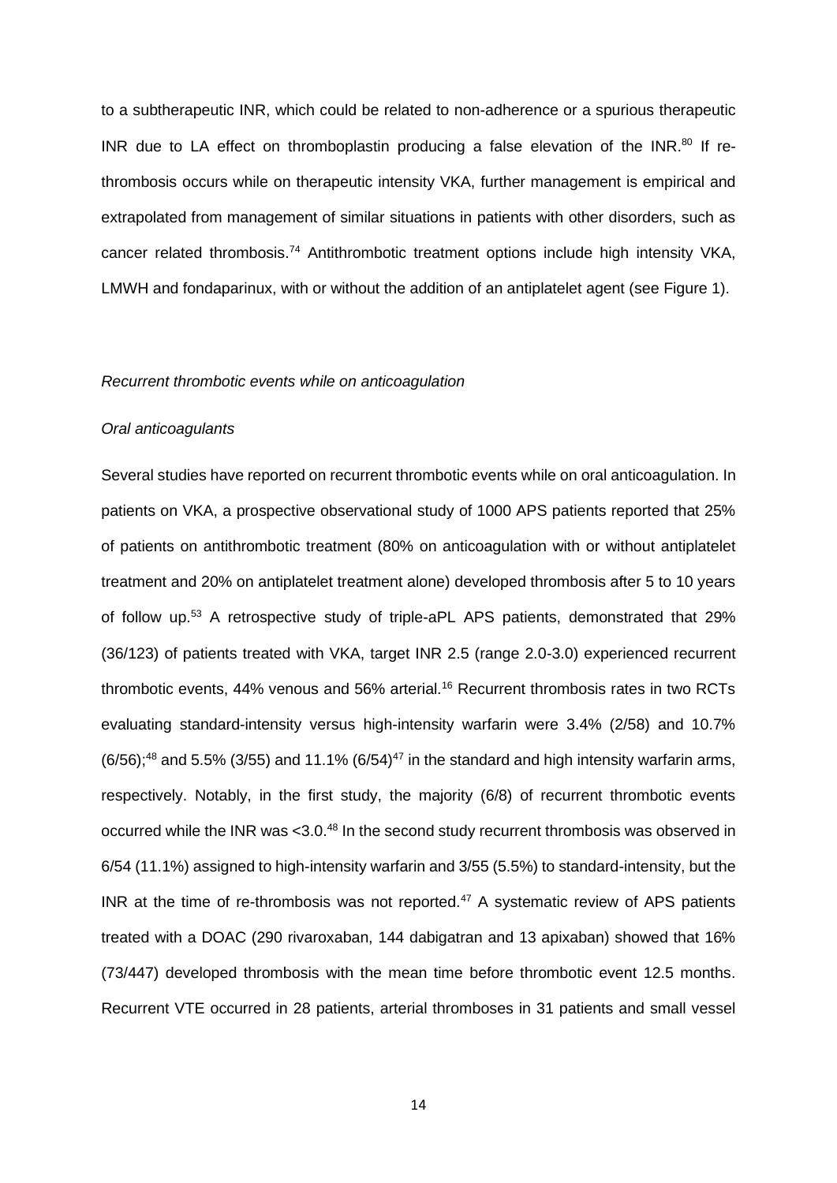to a subtherapeutic INR, which could be related to non-adherence or a spurious therapeutic INR due to LA effect on thromboplastin producing a false elevation of the INR.[80] If re-thrombosis occurs while on therapeutic intensity VKA, further management is empirical and extrapolated from management of similar situations in patients with other disorders, such as cancer related thrombosis.[74] Antithrombotic treatment options include high intensity VKA, LMWH and fondaparinux, with or without the addition of an antiplatelet agent (see Figure 1).

*Recurrent thrombotic events while on anticoagulation*

*Oral anticoagulants*

Several studies have reported on recurrent thrombotic events while on oral anticoagulation. In patients on VKA, a prospective observational study of 1000 APS patients reported that 25% of patients on antithrombotic treatment (80% on anticoagulation with or without antiplatelet treatment and 20% on antiplatelet treatment alone) developed thrombosis after 5 to 10 years of follow up.[53] A retrospective study of triple-aPL APS patients, demonstrated that 29% (36/123) of patients treated with VKA, target INR 2.5 (range 2.0-3.0) experienced recurrent thrombotic events, 44% venous and 56% arterial.[16] Recurrent thrombosis rates in two RCTs evaluating standard-intensity versus high-intensity warfarin were 3.4% (2/58) and 10.7% (6/56);[48] and 5.5% (3/55) and 11.1% (6/54)[47] in the standard and high intensity warfarin arms, respectively. Notably, in the first study, the majority (6/8) of recurrent thrombotic events occurred while the INR was <3.0.[48] In the second study recurrent thrombosis was observed in 6/54 (11.1%) assigned to high-intensity warfarin and 3/55 (5.5%) to standard-intensity, but the INR at the time of re-thrombosis was not reported.[47] A systematic review of APS patients treated with a DOAC (290 rivaroxaban, 144 dabigatran and 13 apixaban) showed that 16% (73/447) developed thrombosis with the mean time before thrombotic event 12.5 months. Recurrent VTE occurred in 28 patients, arterial thromboses in 31 patients and small vessel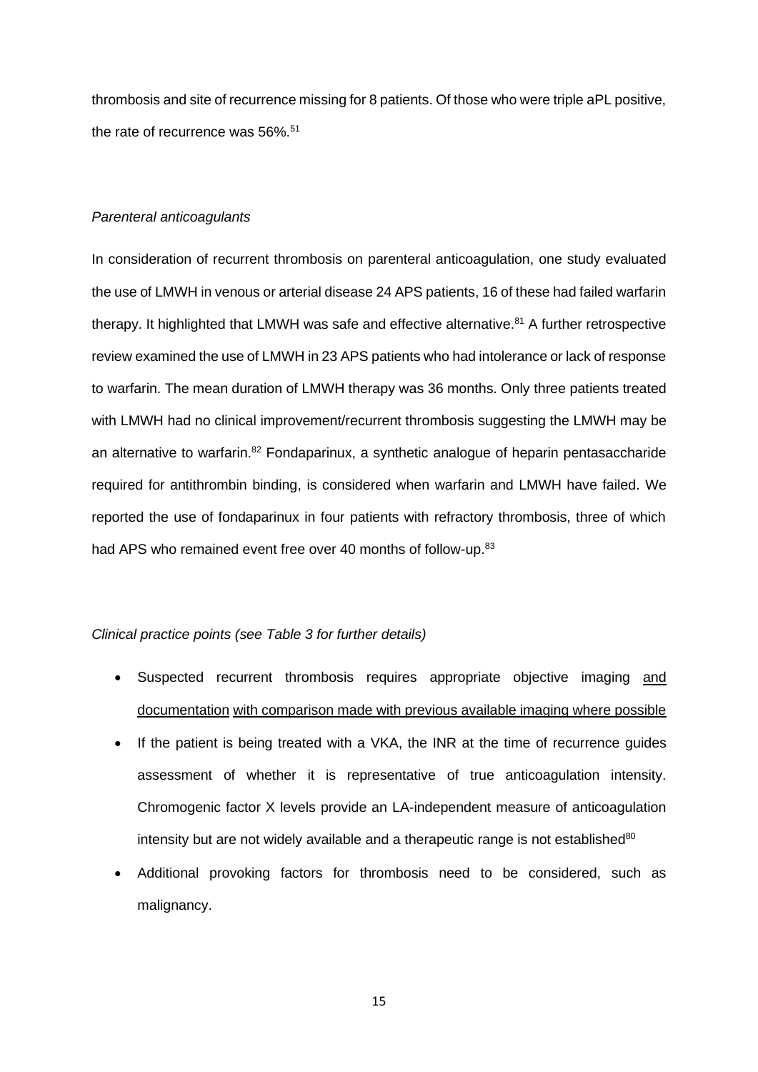thrombosis and site of recurrence missing for 8 patients. Of those who were triple aPL positive, the rate of recurrence was 56%.[51]

*Parenteral anticoagulants*

In consideration of recurrent thrombosis on parenteral anticoagulation, one study evaluated the use of LMWH in venous or arterial disease 24 APS patients, 16 of these had failed warfarin therapy. It highlighted that LMWH was safe and effective alternative.[81] A further retrospective review examined the use of LMWH in 23 APS patients who had intolerance or lack of response to warfarin. The mean duration of LMWH therapy was 36 months. Only three patients treated with LMWH had no clinical improvement/recurrent thrombosis suggesting the LMWH may be an alternative to warfarin.[82] Fondaparinux, a synthetic analogue of heparin pentasaccharide required for antithrombin binding, is considered when warfarin and LMWH have failed. We reported the use of fondaparinux in four patients with refractory thrombosis, three of which had APS who remained event free over 40 months of follow-up.[83]

*Clinical practice points (see Table 3 for further details)*

- Suspected recurrent thrombosis requires appropriate objective imaging and documentation with comparison made with previous available imaging where possible
- If the patient is being treated with a VKA, the INR at the time of recurrence guides assessment of whether it is representative of true anticoagulation intensity. Chromogenic factor X levels provide an LA-independent measure of anticoagulation intensity but are not widely available and a therapeutic range is not established[80]
- Additional provoking factors for thrombosis need to be considered, such as malignancy.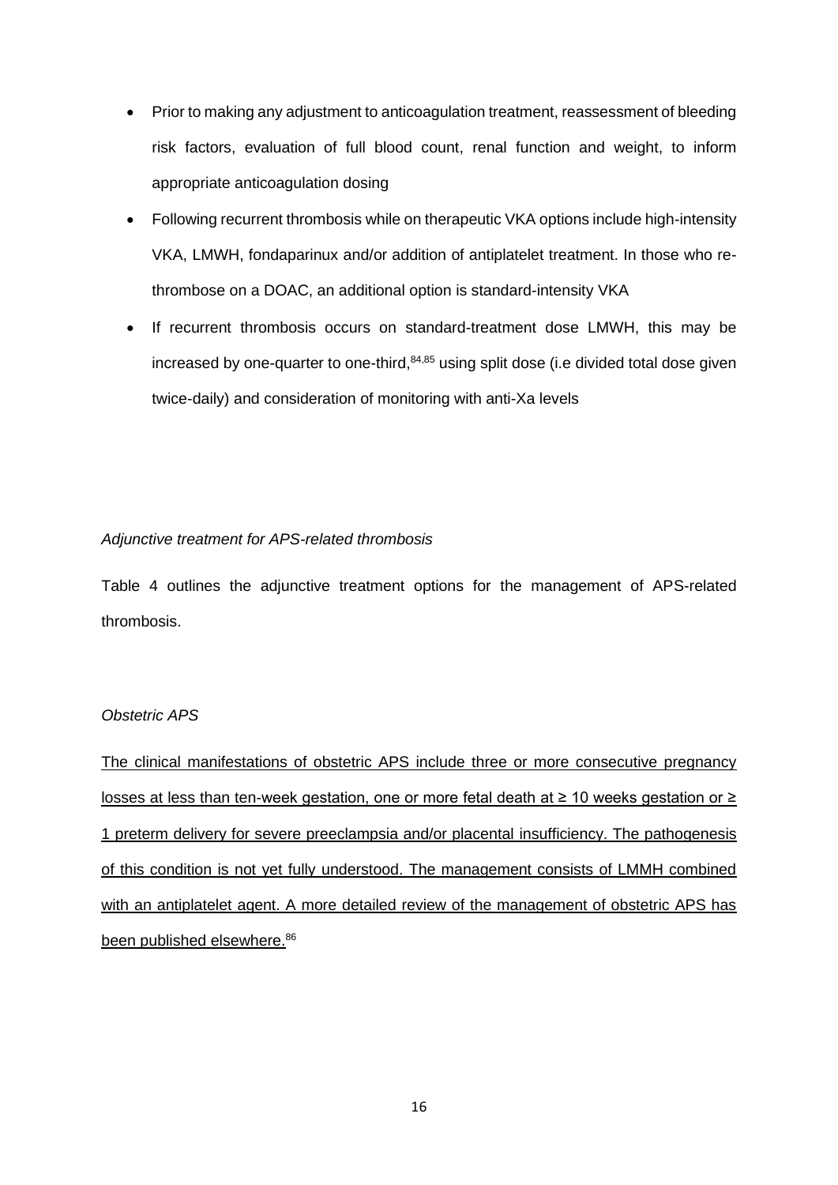- Prior to making any adjustment to anticoagulation treatment, reassessment of bleeding risk factors, evaluation of full blood count, renal function and weight, to inform appropriate anticoagulation dosing
- Following recurrent thrombosis while on therapeutic VKA options include high-intensity VKA, LMWH, fondaparinux and/or addition of antiplatelet treatment. In those who re-thrombose on a DOAC, an additional option is standard-intensity VKA
- If recurrent thrombosis occurs on standard-treatment dose LMWH, this may be increased by one-quarter to one-third,[84,85] using split dose (i.e divided total dose given twice-daily) and consideration of monitoring with anti-Xa levels

*Adjunctive treatment for APS-related thrombosis*

Table 4 outlines the adjunctive treatment options for the management of APS-related thrombosis.

*Obstetric APS*

The clinical manifestations of obstetric APS include three or more consecutive pregnancy losses at less than ten-week gestation, one or more fetal death at ≥ 10 weeks gestation or ≥ 1 preterm delivery for severe preeclampsia and/or placental insufficiency. The pathogenesis of this condition is not yet fully understood. The management consists of LMMH combined with an antiplatelet agent. A more detailed review of the management of obstetric APS has been published elsewhere.[86]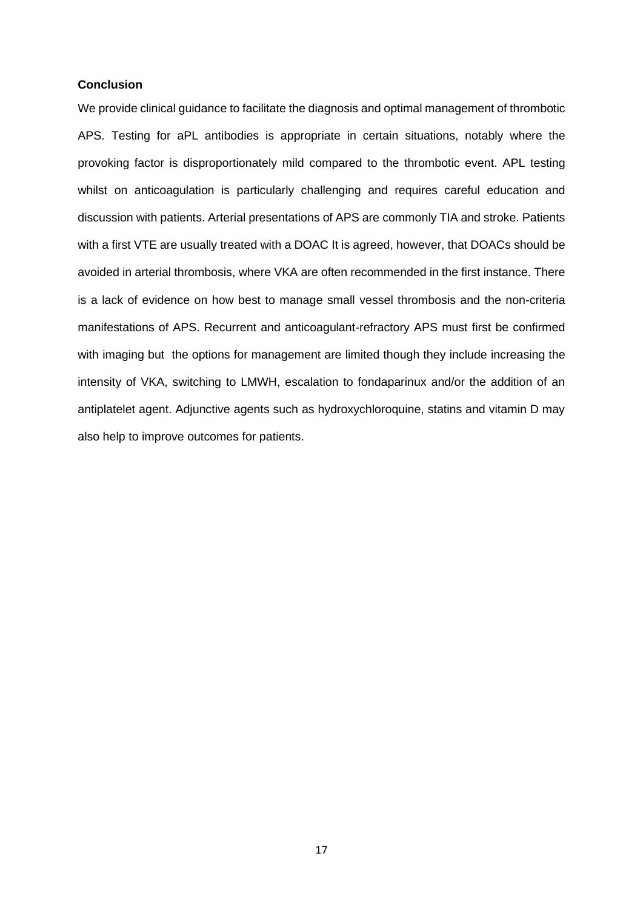**Conclusion**

We provide clinical guidance to facilitate the diagnosis and optimal management of thrombotic APS. Testing for aPL antibodies is appropriate in certain situations, notably where the provoking factor is disproportionately mild compared to the thrombotic event. APL testing whilst on anticoagulation is particularly challenging and requires careful education and discussion with patients. Arterial presentations of APS are commonly TIA and stroke. Patients with a first VTE are usually treated with a DOAC It is agreed, however, that DOACs should be avoided in arterial thrombosis, where VKA are often recommended in the first instance. There is a lack of evidence on how best to manage small vessel thrombosis and the non-criteria manifestations of APS. Recurrent and anticoagulant-refractory APS must first be confirmed with imaging but the options for management are limited though they include increasing the intensity of VKA, switching to LMWH, escalation to fondaparinux and/or the addition of an antiplatelet agent. Adjunctive agents such as hydroxychloroquine, statins and vitamin D may also help to improve outcomes for patients.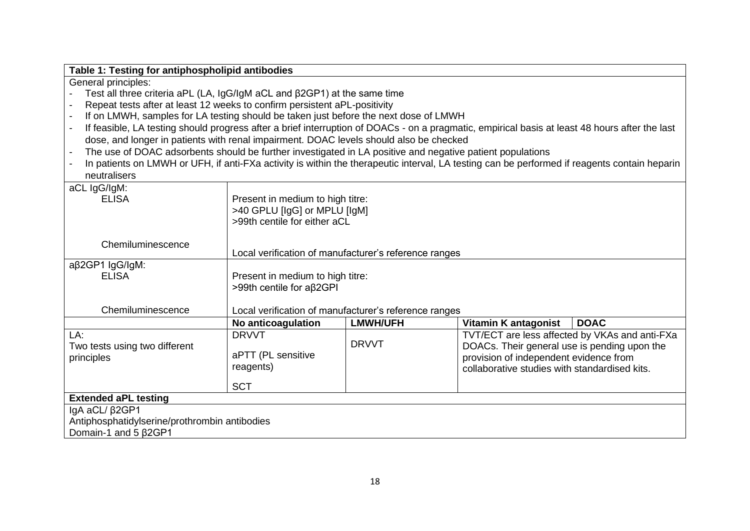**Table 1: Testing for antiphospholipid antibodies**

General principles:

- Test all three criteria aPL (LA, IgG/IgM aCL and β2GP1) at the same time
- Repeat tests after at least 12 weeks to confirm persistent aPL-positivity
- If on LMWH, samples for LA testing should be taken just before the next dose of LMWH
- If feasible, LA testing should progress after a brief interruption of DOACs - on a pragmatic, empirical basis at least 48 hours after the last dose, and longer in patients with renal impairment. DOAC levels should also be checked
- The use of DOAC adsorbents should be further investigated in LA positive and negative patient populations
- In patients on LMWH or UFH, if anti-FXa activity is within the therapeutic interval, LA testing can be performed if reagents contain heparin neutralisers

| | | | | |
|---|---|---|---|---|
| aCL IgG/IgM: ELISA | Present in medium to high titre: >40 GPLU [IgG] or MPLU [IgM] >99th centile for either aCL | | | |
| Chemiluminescence | Local verification of manufacturer's reference ranges | | | |
| aβ2GP1 IgG/IgM: ELISA | Present in medium to high titre: >99th centile for aβ2GPI | | | |
| Chemiluminescence | Local verification of manufacturer's reference ranges | | | |
| | **No anticoagulation** | **LMWH/UFH** | **Vitamin K antagonist** | **DOAC** |
| LA: Two tests using two different principles | DRVVT<br>aPTT (PL sensitive reagents)<br>SCT | DRVVT | TVT/ECT are less affected by VKAs and anti-FXa DOACs. Their general use is pending upon the provision of independent evidence from collaborative studies with standardised kits. | |
| **Extended aPL testing** | | | | |
| IgA aCL/ β2GP1<br>Antiphosphatidylserine/prothrombin antibodies<br>Domain-1 and 5 β2GP1 | | | | |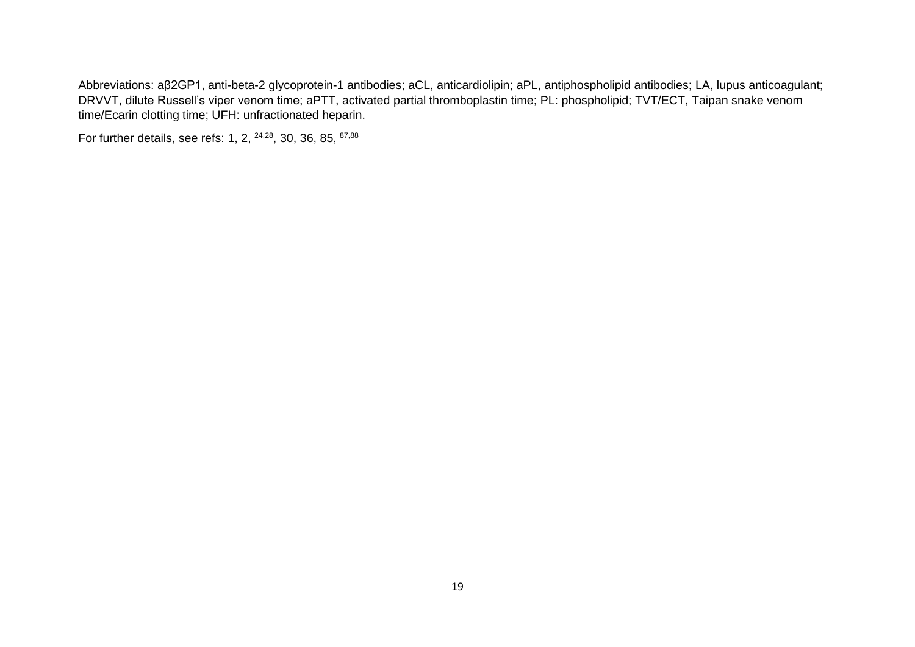Abbreviations: aβ2GP1, anti-beta-2 glycoprotein-1 antibodies; aCL, anticardiolipin; aPL, antiphospholipid antibodies; LA, lupus anticoagulant; DRVVT, dilute Russell's viper venom time; aPTT, activated partial thromboplastin time; PL: phospholipid; TVT/ECT, Taipan snake venom time/Ecarin clotting time; UFH: unfractionated heparin.

For further details, see refs: 1, 2, [24,28], 30, 36, 85, [87,88]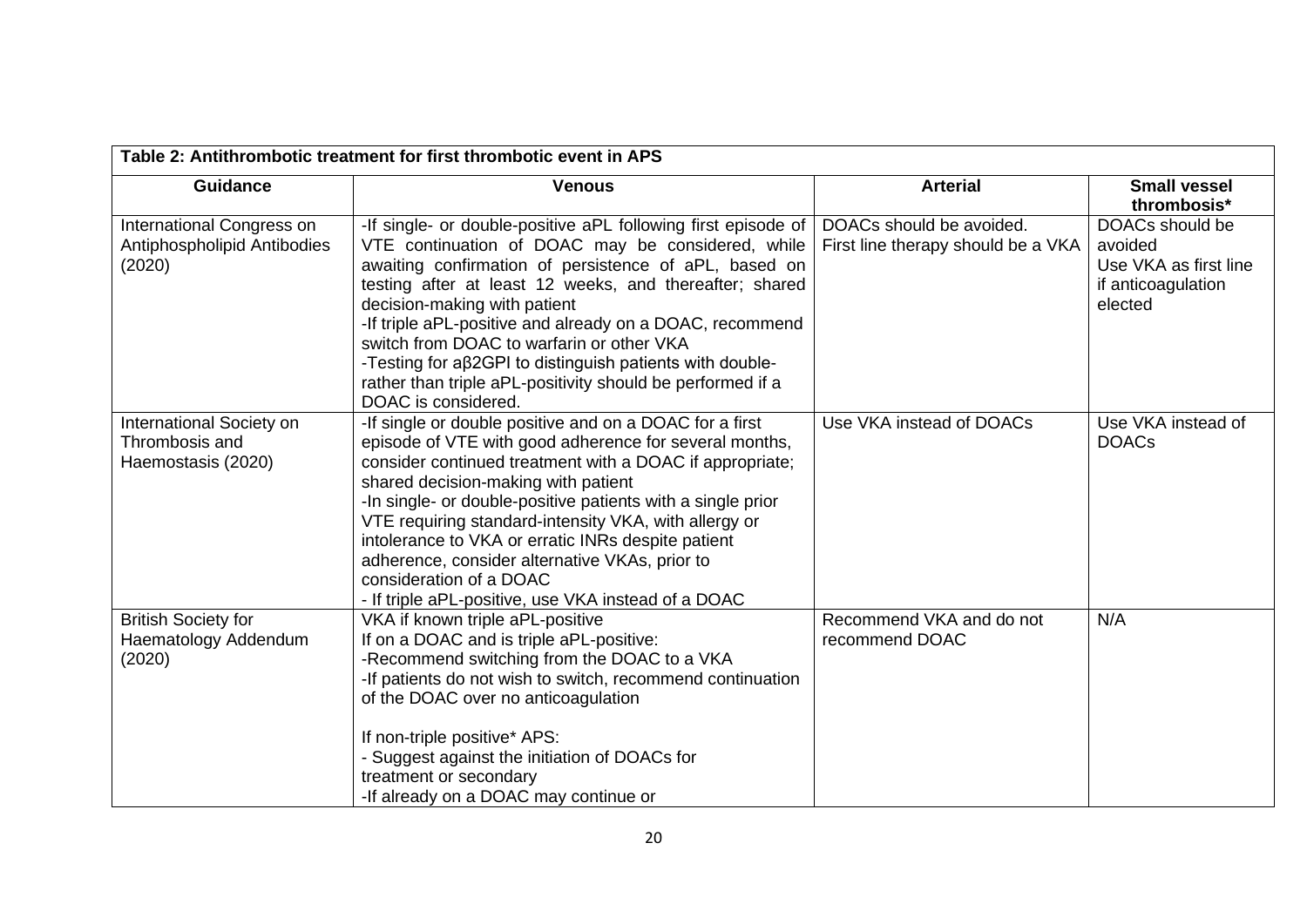**Table 2: Antithrombotic treatment for first thrombotic event in APS**

| Guidance | Venous | Arterial | Small vessel thrombosis* |
|---|---|---|---|
| International Congress on Antiphospholipid Antibodies (2020) | -If single- or double-positive aPL following first episode of VTE continuation of DOAC may be considered, while awaiting confirmation of persistence of aPL, based on testing after at least 12 weeks, and thereafter; shared decision-making with patient<br>-If triple aPL-positive and already on a DOAC, recommend switch from DOAC to warfarin or other VKA<br>-Testing for aβ2GPI to distinguish patients with double- rather than triple aPL-positivity should be performed if a DOAC is considered. | DOACs should be avoided.<br>First line therapy should be a VKA | DOACs should be avoided<br>Use VKA as first line if anticoagulation elected |
| International Society on Thrombosis and Haemostasis (2020) | -If single or double positive and on a DOAC for a first episode of VTE with good adherence for several months, consider continued treatment with a DOAC if appropriate; shared decision-making with patient<br>-In single- or double-positive patients with a single prior VTE requiring standard-intensity VKA, with allergy or intolerance to VKA or erratic INRs despite patient adherence, consider alternative VKAs, prior to consideration of a DOAC<br>- If triple aPL-positive, use VKA instead of a DOAC | Use VKA instead of DOACs | Use VKA instead of DOACs |
| British Society for Haematology Addendum (2020) | VKA if known triple aPL-positive<br>If on a DOAC and is triple aPL-positive:<br>-Recommend switching from the DOAC to a VKA<br>-If patients do not wish to switch, recommend continuation of the DOAC over no anticoagulation<br><br>If non-triple positive* APS:<br>- Suggest against the initiation of DOACs for treatment or secondary<br>-If already on a DOAC may continue or | Recommend VKA and do not recommend DOAC | N/A |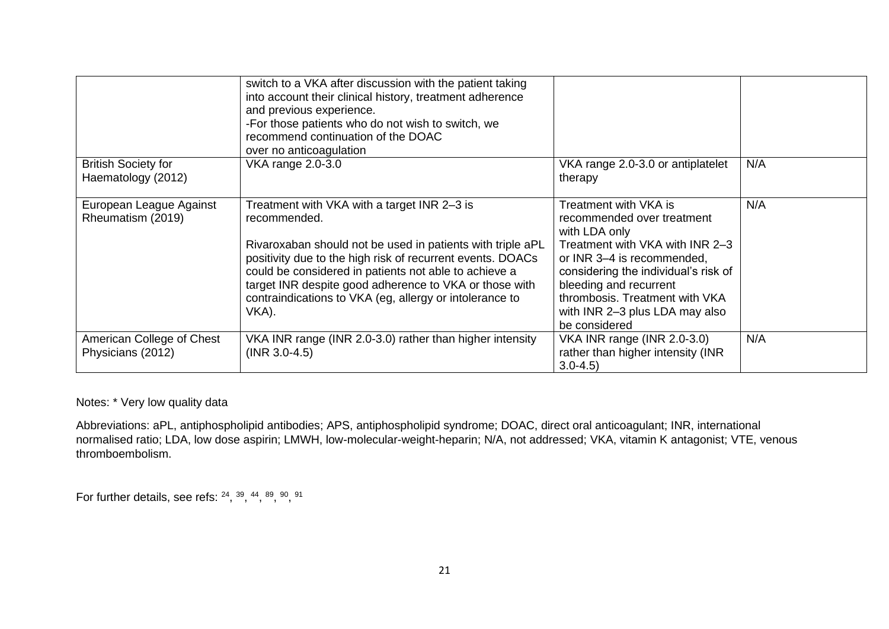| | | | |
|---|---|---|---|
| | switch to a VKA after discussion with the patient taking into account their clinical history, treatment adherence and previous experience.<br>-For those patients who do not wish to switch, we recommend continuation of the DOAC over no anticoagulation | | |
| British Society for Haematology (2012) | VKA range 2.0-3.0 | VKA range 2.0-3.0 or antiplatelet therapy | N/A |
| European League Against Rheumatism (2019) | Treatment with VKA with a target INR 2–3 is recommended.<br><br>Rivaroxaban should not be used in patients with triple aPL positivity due to the high risk of recurrent events. DOACs could be considered in patients not able to achieve a target INR despite good adherence to VKA or those with contraindications to VKA (eg, allergy or intolerance to VKA). | Treatment with VKA is recommended over treatment with LDA only<br>Treatment with VKA with INR 2–3 or INR 3–4 is recommended, considering the individual's risk of bleeding and recurrent thrombosis. Treatment with VKA with INR 2–3 plus LDA may also be considered | N/A |
| American College of Chest Physicians (2012) | VKA INR range (INR 2.0-3.0) rather than higher intensity (INR 3.0-4.5) | VKA INR range (INR 2.0-3.0) rather than higher intensity (INR 3.0-4.5) | N/A |

Notes: * Very low quality data

Abbreviations: aPL, antiphospholipid antibodies; APS, antiphospholipid syndrome; DOAC, direct oral anticoagulant; INR, international normalised ratio; LDA, low dose aspirin; LMWH, low-molecular-weight-heparin; N/A, not addressed; VKA, vitamin K antagonist; VTE, venous thromboembolism.

For further details, see refs: [24], [39], [44], [89], [90], [91]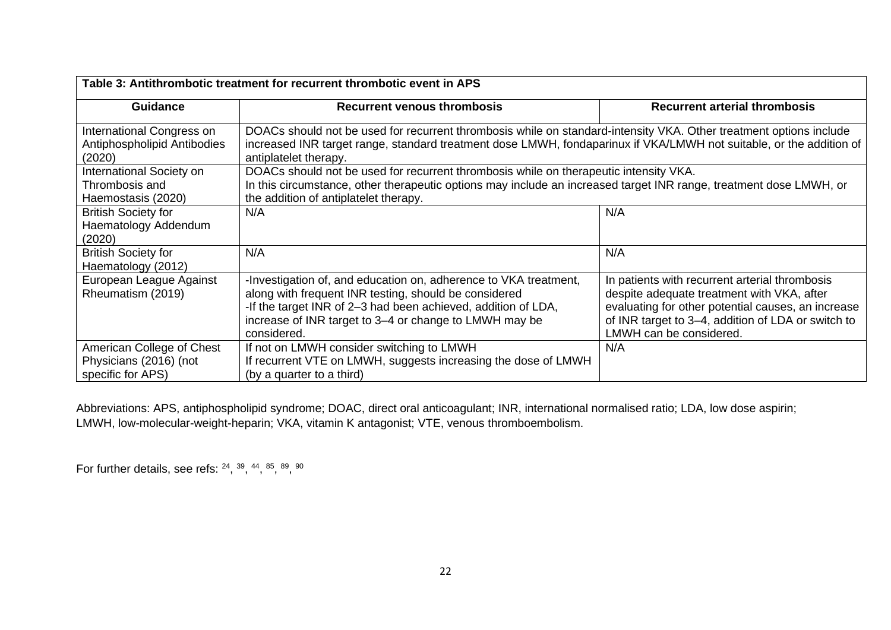| Table 3: Antithrombotic treatment for recurrent thrombotic event in APS | | |
|---|---|---|
| **Guidance** | **Recurrent venous thrombosis** | **Recurrent arterial thrombosis** |
| International Congress on Antiphospholipid Antibodies (2020) | DOACs should not be used for recurrent thrombosis while on standard-intensity VKA. Other treatment options include increased INR target range, standard treatment dose LMWH, fondaparinux if VKA/LMWH not suitable, or the addition of antiplatelet therapy. | |
| International Society on Thrombosis and Haemostasis (2020) | DOACs should not be used for recurrent thrombosis while on therapeutic intensity VKA.<br>In this circumstance, other therapeutic options may include an increased target INR range, treatment dose LMWH, or the addition of antiplatelet therapy. | |
| British Society for Haematology Addendum (2020) | N/A | N/A |
| British Society for Haematology (2012) | N/A | N/A |
| European League Against Rheumatism (2019) | -Investigation of, and education on, adherence to VKA treatment, along with frequent INR testing, should be considered<br>-If the target INR of 2–3 had been achieved, addition of LDA, increase of INR target to 3–4 or change to LMWH may be considered. | In patients with recurrent arterial thrombosis despite adequate treatment with VKA, after evaluating for other potential causes, an increase of INR target to 3–4, addition of LDA or switch to LMWH can be considered. |
| American College of Chest Physicians (2016) (not specific for APS) | If not on LMWH consider switching to LMWH<br>If recurrent VTE on LMWH, suggests increasing the dose of LMWH (by a quarter to a third) | N/A |

Abbreviations: APS, antiphospholipid syndrome; DOAC, direct oral anticoagulant; INR, international normalised ratio; LDA, low dose aspirin; LMWH, low-molecular-weight-heparin; VKA, vitamin K antagonist; VTE, venous thromboembolism.

For further details, see refs: [24], [39], [44], [85], [89], [90]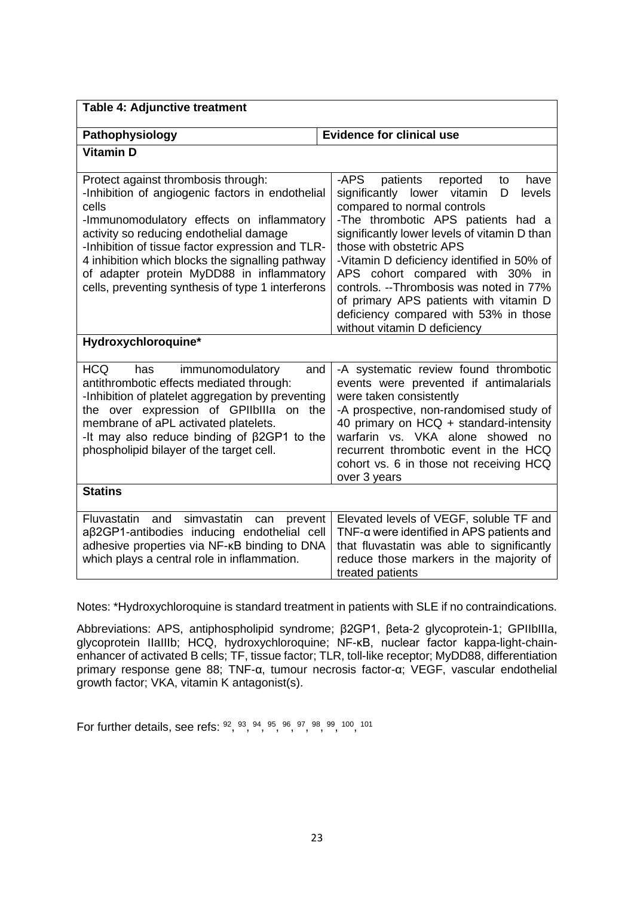**Table 4: Adjunctive treatment**

| Pathophysiology | Evidence for clinical use |
|---|---|
| **Vitamin D** | |
| Protect against thrombosis through:<br>-Inhibition of angiogenic factors in endothelial cells<br>-Immunomodulatory effects on inflammatory activity so reducing endothelial damage<br>-Inhibition of tissue factor expression and TLR-4 inhibition which blocks the signalling pathway of adapter protein MyDD88 in inflammatory cells, preventing synthesis of type 1 interferons | -APS patients reported to have significantly lower vitamin D levels compared to normal controls<br>-The thrombotic APS patients had a significantly lower levels of vitamin D than those with obstetric APS<br>-Vitamin D deficiency identified in 50% of APS cohort compared with 30% in controls. --Thrombosis was noted in 77% of primary APS patients with vitamin D deficiency compared with 53% in those without vitamin D deficiency |
| **Hydroxychloroquine*** | |
| HCQ has immunomodulatory and antithrombotic effects mediated through:<br>-Inhibition of platelet aggregation by preventing the over expression of GPIIbIIIa on the membrane of aPL activated platelets.<br>-It may also reduce binding of β2GP1 to the phospholipid bilayer of the target cell. | -A systematic review found thrombotic events were prevented if antimalarials were taken consistently<br>-A prospective, non-randomised study of 40 primary on HCQ + standard-intensity warfarin vs. VKA alone showed no recurrent thrombotic event in the HCQ cohort vs. 6 in those not receiving HCQ over 3 years |
| **Statins** | |
| Fluvastatin and simvastatin can prevent aβ2GP1-antibodies inducing endothelial cell adhesive properties via NF-κB binding to DNA which plays a central role in inflammation. | Elevated levels of VEGF, soluble TF and TNF-α were identified in APS patients and that fluvastatin was able to significantly reduce those markers in the majority of treated patients |

Notes: *Hydroxychloroquine is standard treatment in patients with SLE if no contraindications.

Abbreviations: APS, antiphospholipid syndrome; β2GP1, βeta-2 glycoprotein-1; GPIIbIIIa, glycoprotein IIaIIIb; HCQ, hydroxychloroquine; NF-κB, nuclear factor kappa-light-chain-enhancer of activated B cells; TF, tissue factor; TLR, toll-like receptor; MyDD88, differentiation primary response gene 88; TNF-α, tumour necrosis factor-α; VEGF, vascular endothelial growth factor; VKA, vitamin K antagonist(s).

For further details, see refs: [92], [93], [94], [95], [96], [97], [98], [99], [100], [101]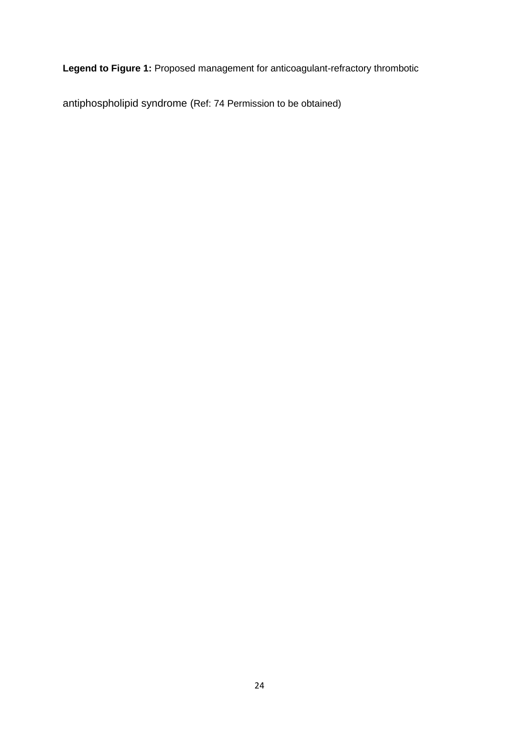**Legend to Figure 1:** Proposed management for anticoagulant-refractory thrombotic antiphospholipid syndrome (Ref: 74 Permission to be obtained)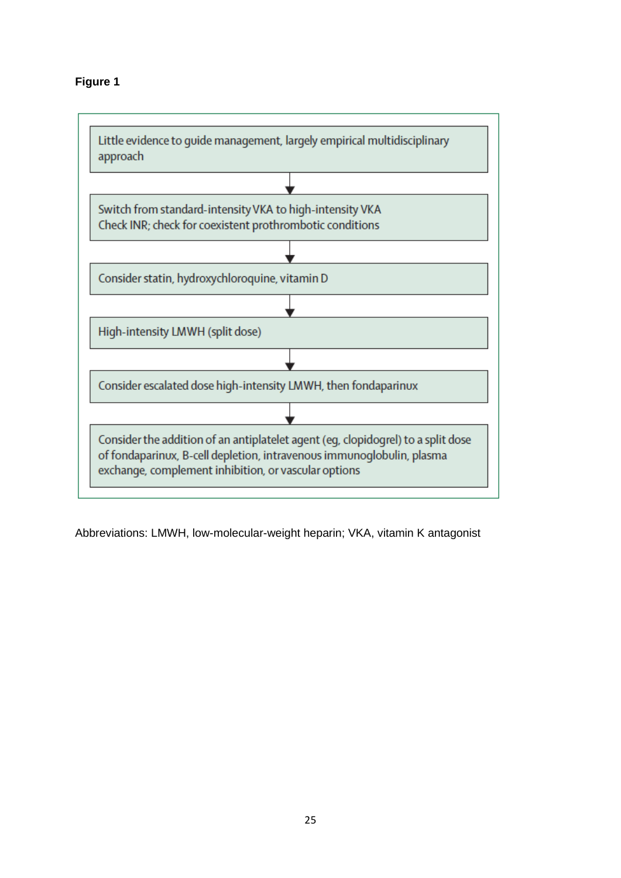**Figure 1**

Little evidence to guide management, largely empirical multidisciplinary approach

↓

Switch from standard-intensity VKA to high-intensity VKA
Check INR; check for coexistent prothrombotic conditions

↓

Consider statin, hydroxychloroquine, vitamin D

↓

High-intensity LMWH (split dose)

↓

Consider escalated dose high-intensity LMWH, then fondaparinux

↓

Consider the addition of an antiplatelet agent (eg, clopidogrel) to a split dose of fondaparinux, B-cell depletion, intravenous immunoglobulin, plasma exchange, complement inhibition, or vascular options

Abbreviations: LMWH, low-molecular-weight heparin; VKA, vitamin K antagonist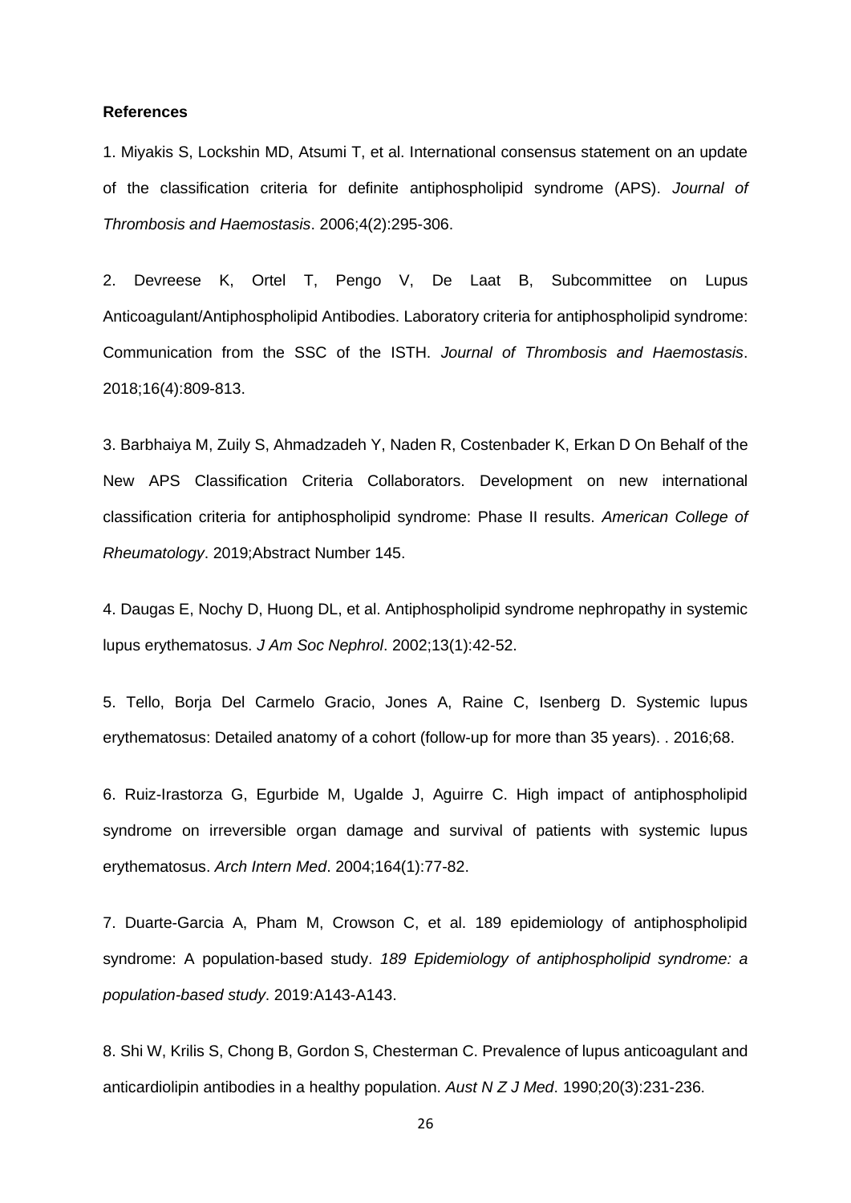**References**

1. Miyakis S, Lockshin MD, Atsumi T, et al. International consensus statement on an update of the classification criteria for definite antiphospholipid syndrome (APS). *Journal of Thrombosis and Haemostasis*. 2006;4(2):295-306.

2. Devreese K, Ortel T, Pengo V, De Laat B, Subcommittee on Lupus Anticoagulant/Antiphospholipid Antibodies. Laboratory criteria for antiphospholipid syndrome: Communication from the SSC of the ISTH. *Journal of Thrombosis and Haemostasis*. 2018;16(4):809-813.

3. Barbhaiya M, Zuily S, Ahmadzadeh Y, Naden R, Costenbader K, Erkan D On Behalf of the New APS Classification Criteria Collaborators. Development on new international classification criteria for antiphospholipid syndrome: Phase II results. *American College of Rheumatology*. 2019;Abstract Number 145.

4. Daugas E, Nochy D, Huong DL, et al. Antiphospholipid syndrome nephropathy in systemic lupus erythematosus. *J Am Soc Nephrol*. 2002;13(1):42-52.

5. Tello, Borja Del Carmelo Gracio, Jones A, Raine C, Isenberg D. Systemic lupus erythematosus: Detailed anatomy of a cohort (follow-up for more than 35 years). . 2016;68.

6. Ruiz-Irastorza G, Egurbide M, Ugalde J, Aguirre C. High impact of antiphospholipid syndrome on irreversible organ damage and survival of patients with systemic lupus erythematosus. *Arch Intern Med*. 2004;164(1):77-82.

7. Duarte-Garcia A, Pham M, Crowson C, et al. 189 epidemiology of antiphospholipid syndrome: A population-based study. *189 Epidemiology of antiphospholipid syndrome: a population-based study*. 2019:A143-A143.

8. Shi W, Krilis S, Chong B, Gordon S, Chesterman C. Prevalence of lupus anticoagulant and anticardiolipin antibodies in a healthy population. *Aust N Z J Med*. 1990;20(3):231-236.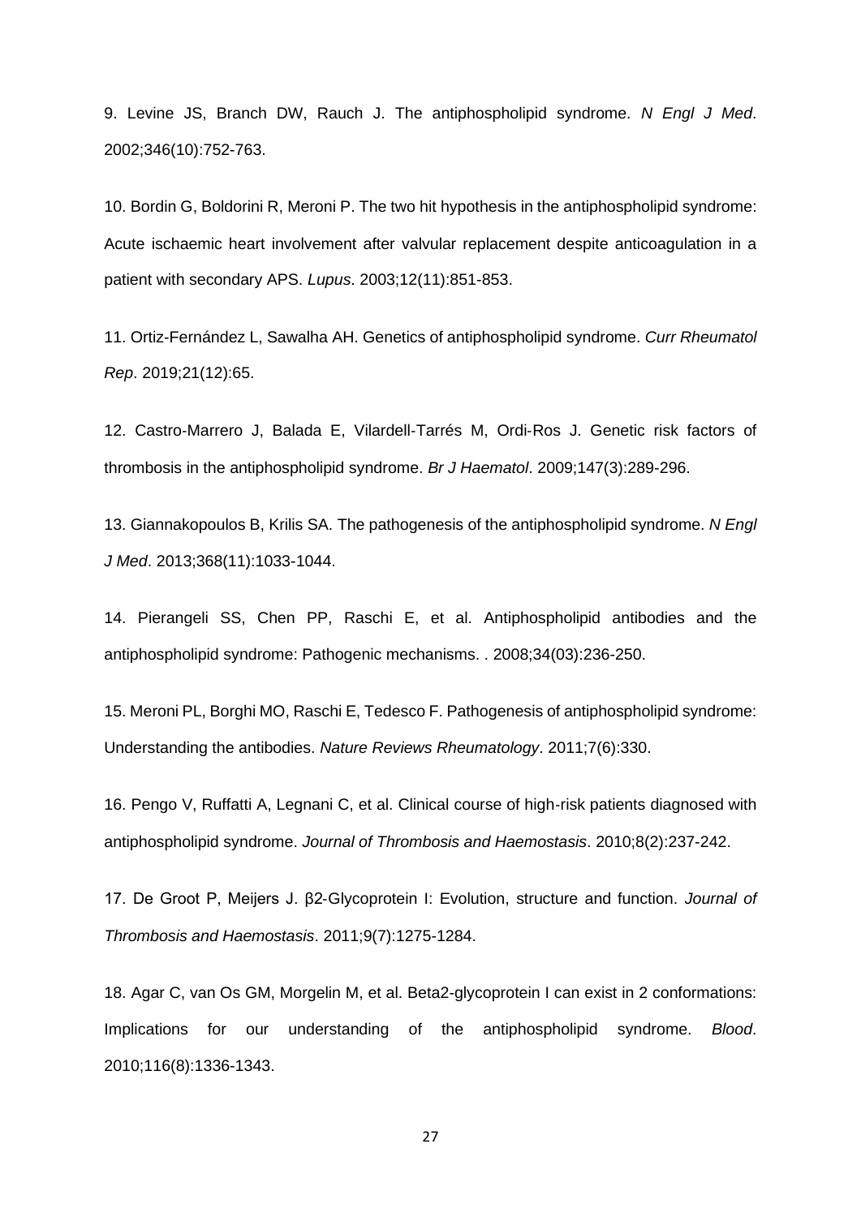9. Levine JS, Branch DW, Rauch J. The antiphospholipid syndrome. *N Engl J Med*. 2002;346(10):752-763.

10. Bordin G, Boldorini R, Meroni P. The two hit hypothesis in the antiphospholipid syndrome: Acute ischaemic heart involvement after valvular replacement despite anticoagulation in a patient with secondary APS. *Lupus*. 2003;12(11):851-853.

11. Ortiz-Fernández L, Sawalha AH. Genetics of antiphospholipid syndrome. *Curr Rheumatol Rep*. 2019;21(12):65.

12. Castro-Marrero J, Balada E, Vilardell-Tarrés M, Ordi-Ros J. Genetic risk factors of thrombosis in the antiphospholipid syndrome. *Br J Haematol*. 2009;147(3):289-296.

13. Giannakopoulos B, Krilis SA. The pathogenesis of the antiphospholipid syndrome. *N Engl J Med*. 2013;368(11):1033-1044.

14. Pierangeli SS, Chen PP, Raschi E, et al. Antiphospholipid antibodies and the antiphospholipid syndrome: Pathogenic mechanisms. . 2008;34(03):236-250.

15. Meroni PL, Borghi MO, Raschi E, Tedesco F. Pathogenesis of antiphospholipid syndrome: Understanding the antibodies. *Nature Reviews Rheumatology*. 2011;7(6):330.

16. Pengo V, Ruffatti A, Legnani C, et al. Clinical course of high-risk patients diagnosed with antiphospholipid syndrome. *Journal of Thrombosis and Haemostasis*. 2010;8(2):237-242.

17. De Groot P, Meijers J. β2-Glycoprotein I: Evolution, structure and function. *Journal of Thrombosis and Haemostasis*. 2011;9(7):1275-1284.

18. Agar C, van Os GM, Morgelin M, et al. Beta2-glycoprotein I can exist in 2 conformations: Implications for our understanding of the antiphospholipid syndrome. *Blood*. 2010;116(8):1336-1343.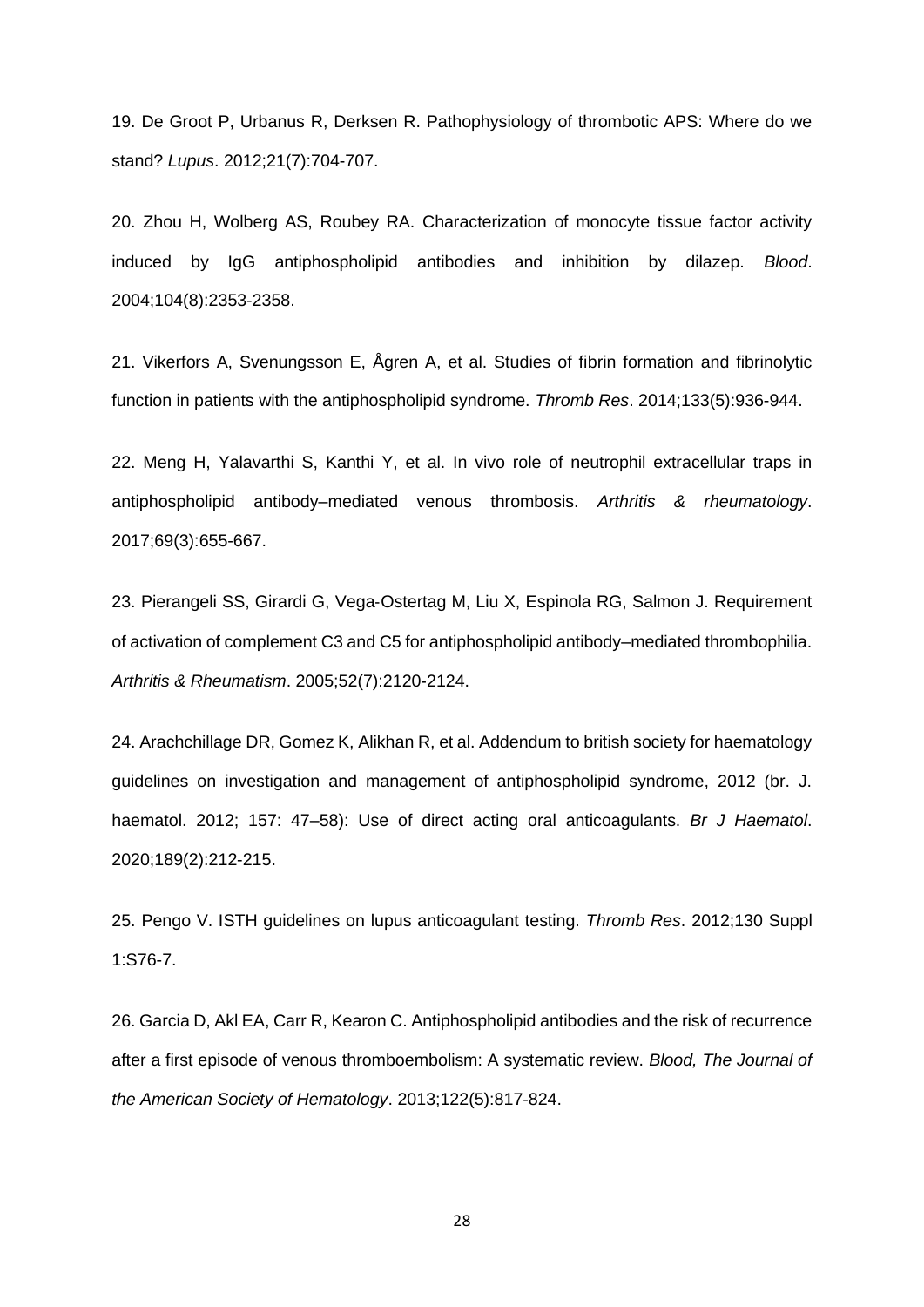19. De Groot P, Urbanus R, Derksen R. Pathophysiology of thrombotic APS: Where do we stand? *Lupus*. 2012;21(7):704-707.

20. Zhou H, Wolberg AS, Roubey RA. Characterization of monocyte tissue factor activity induced by IgG antiphospholipid antibodies and inhibition by dilazep. *Blood*. 2004;104(8):2353-2358.

21. Vikerfors A, Svenungsson E, Ågren A, et al. Studies of fibrin formation and fibrinolytic function in patients with the antiphospholipid syndrome. *Thromb Res*. 2014;133(5):936-944.

22. Meng H, Yalavarthi S, Kanthi Y, et al. In vivo role of neutrophil extracellular traps in antiphospholipid antibody–mediated venous thrombosis. *Arthritis & rheumatology*. 2017;69(3):655-667.

23. Pierangeli SS, Girardi G, Vega‐Ostertag M, Liu X, Espinola RG, Salmon J. Requirement of activation of complement C3 and C5 for antiphospholipid antibody–mediated thrombophilia. *Arthritis & Rheumatism*. 2005;52(7):2120-2124.

24. Arachchillage DR, Gomez K, Alikhan R, et al. Addendum to british society for haematology guidelines on investigation and management of antiphospholipid syndrome, 2012 (br. J. haematol. 2012; 157: 47–58): Use of direct acting oral anticoagulants. *Br J Haematol*. 2020;189(2):212-215.

25. Pengo V. ISTH guidelines on lupus anticoagulant testing. *Thromb Res*. 2012;130 Suppl 1:S76-7.

26. Garcia D, Akl EA, Carr R, Kearon C. Antiphospholipid antibodies and the risk of recurrence after a first episode of venous thromboembolism: A systematic review. *Blood, The Journal of the American Society of Hematology*. 2013;122(5):817-824.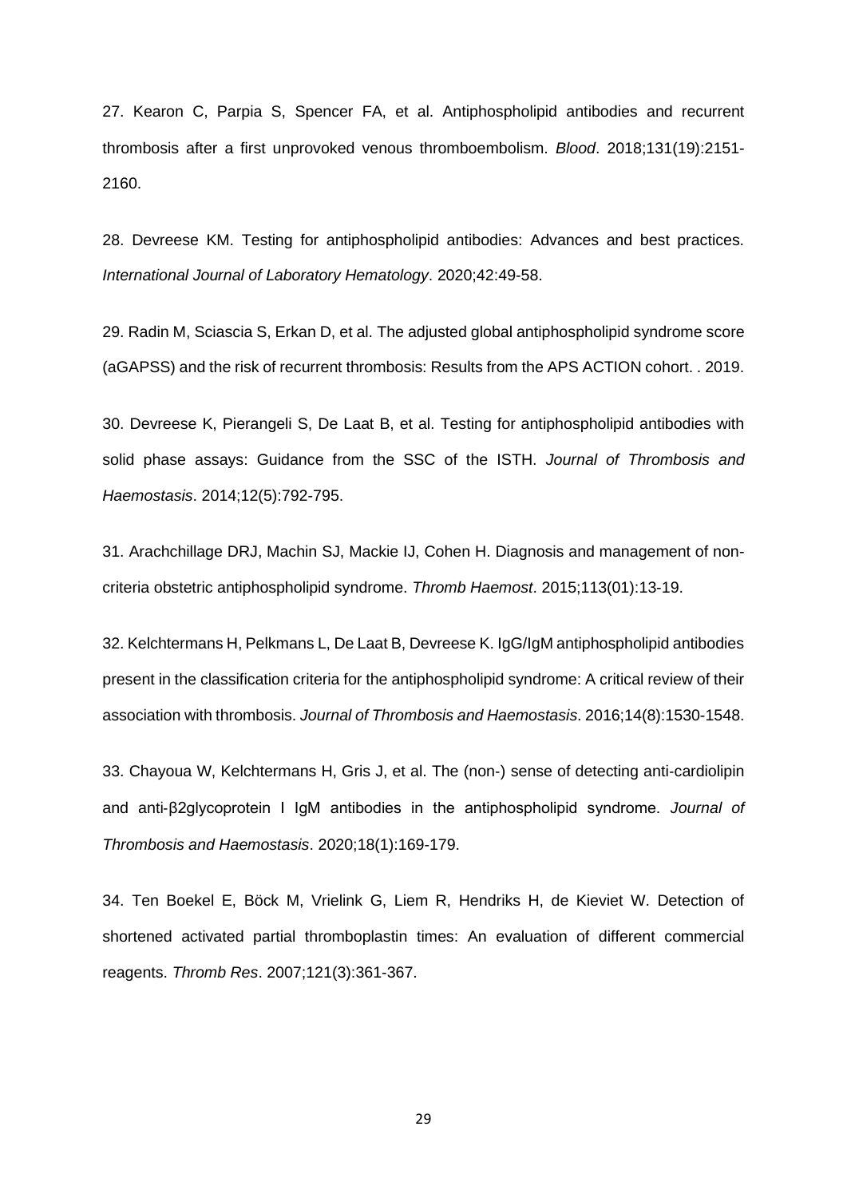27. Kearon C, Parpia S, Spencer FA, et al. Antiphospholipid antibodies and recurrent thrombosis after a first unprovoked venous thromboembolism. *Blood*. 2018;131(19):2151-2160.

28. Devreese KM. Testing for antiphospholipid antibodies: Advances and best practices. *International Journal of Laboratory Hematology*. 2020;42:49-58.

29. Radin M, Sciascia S, Erkan D, et al. The adjusted global antiphospholipid syndrome score (aGAPSS) and the risk of recurrent thrombosis: Results from the APS ACTION cohort. . 2019.

30. Devreese K, Pierangeli S, De Laat B, et al. Testing for antiphospholipid antibodies with solid phase assays: Guidance from the SSC of the ISTH. *Journal of Thrombosis and Haemostasis*. 2014;12(5):792-795.

31. Arachchillage DRJ, Machin SJ, Mackie IJ, Cohen H. Diagnosis and management of non-criteria obstetric antiphospholipid syndrome. *Thromb Haemost*. 2015;113(01):13-19.

32. Kelchtermans H, Pelkmans L, De Laat B, Devreese K. IgG/IgM antiphospholipid antibodies present in the classification criteria for the antiphospholipid syndrome: A critical review of their association with thrombosis. *Journal of Thrombosis and Haemostasis*. 2016;14(8):1530-1548.

33. Chayoua W, Kelchtermans H, Gris J, et al. The (non-) sense of detecting anti-cardiolipin and anti-β2glycoprotein I IgM antibodies in the antiphospholipid syndrome. *Journal of Thrombosis and Haemostasis*. 2020;18(1):169-179.

34. Ten Boekel E, Böck M, Vrielink G, Liem R, Hendriks H, de Kieviet W. Detection of shortened activated partial thromboplastin times: An evaluation of different commercial reagents. *Thromb Res*. 2007;121(3):361-367.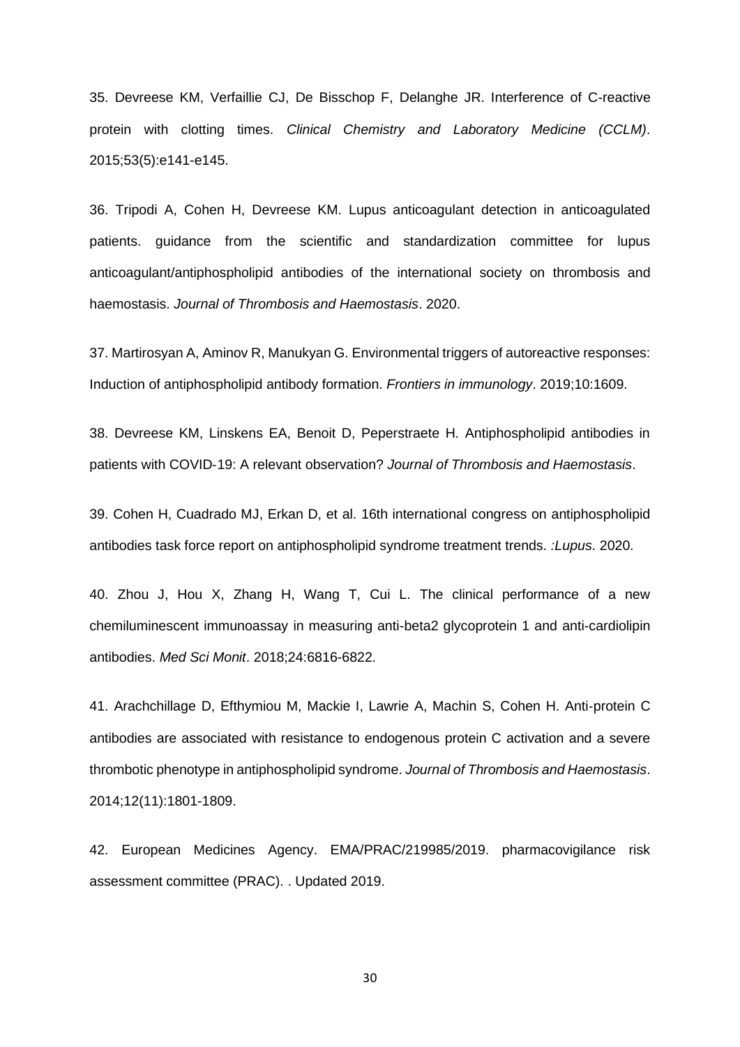35. Devreese KM, Verfaillie CJ, De Bisschop F, Delanghe JR. Interference of C-reactive protein with clotting times. *Clinical Chemistry and Laboratory Medicine (CCLM)*. 2015;53(5):e141-e145.

36. Tripodi A, Cohen H, Devreese KM. Lupus anticoagulant detection in anticoagulated patients. guidance from the scientific and standardization committee for lupus anticoagulant/antiphospholipid antibodies of the international society on thrombosis and haemostasis. *Journal of Thrombosis and Haemostasis*. 2020.

37. Martirosyan A, Aminov R, Manukyan G. Environmental triggers of autoreactive responses: Induction of antiphospholipid antibody formation. *Frontiers in immunology*. 2019;10:1609.

38. Devreese KM, Linskens EA, Benoit D, Peperstraete H. Antiphospholipid antibodies in patients with COVID-19: A relevant observation? *Journal of Thrombosis and Haemostasis*.

39. Cohen H, Cuadrado MJ, Erkan D, et al. 16th international congress on antiphospholipid antibodies task force report on antiphospholipid syndrome treatment trends. *:Lupus*. 2020.

40. Zhou J, Hou X, Zhang H, Wang T, Cui L. The clinical performance of a new chemiluminescent immunoassay in measuring anti-beta2 glycoprotein 1 and anti-cardiolipin antibodies. *Med Sci Monit*. 2018;24:6816-6822.

41. Arachchillage D, Efthymiou M, Mackie I, Lawrie A, Machin S, Cohen H. Anti-protein C antibodies are associated with resistance to endogenous protein C activation and a severe thrombotic phenotype in antiphospholipid syndrome. *Journal of Thrombosis and Haemostasis*. 2014;12(11):1801-1809.

42. European Medicines Agency. EMA/PRAC/219985/2019. pharmacovigilance risk assessment committee (PRAC). . Updated 2019.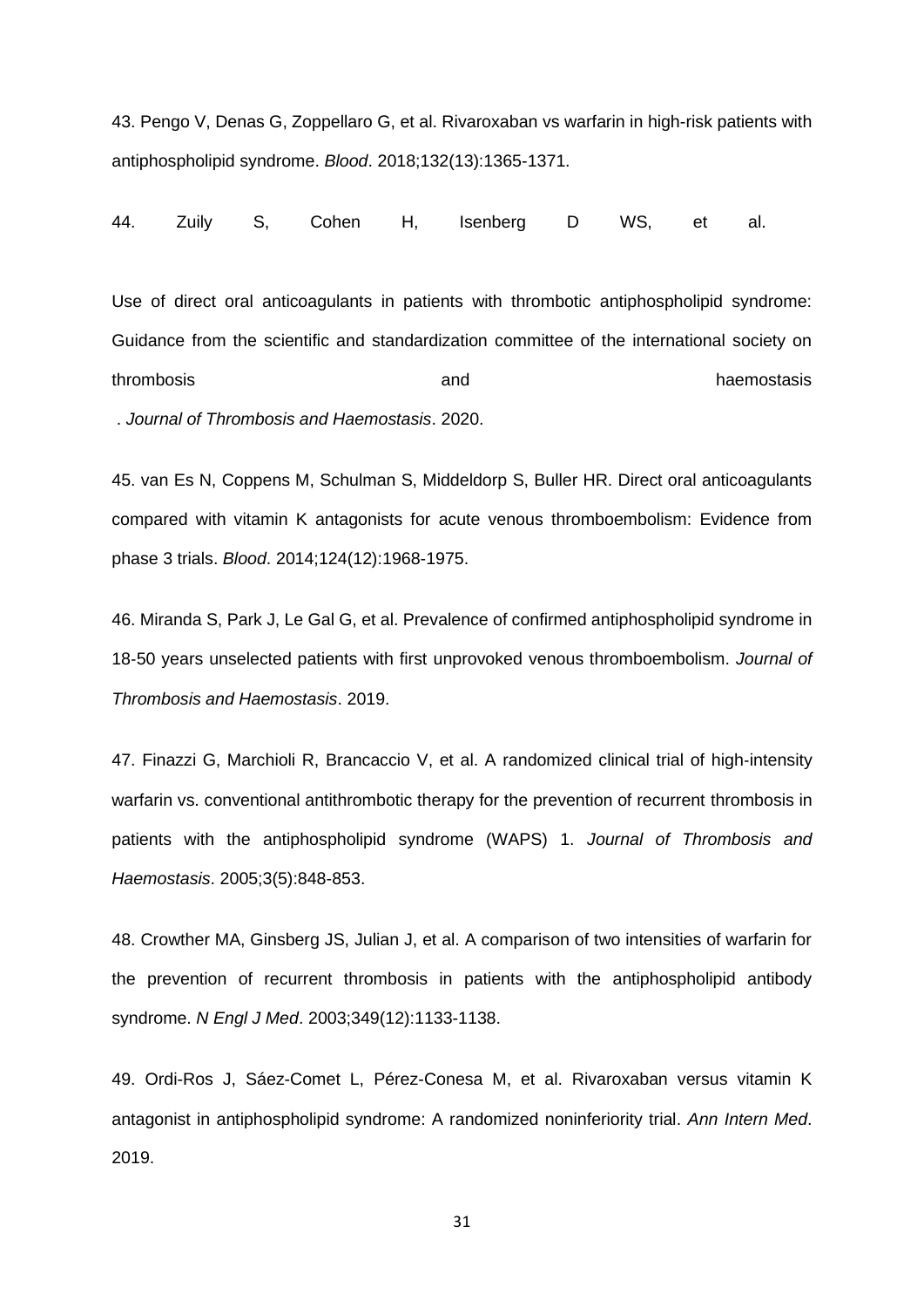43. Pengo V, Denas G, Zoppellaro G, et al. Rivaroxaban vs warfarin in high-risk patients with antiphospholipid syndrome. *Blood*. 2018;132(13):1365-1371.

44. Zuily S, Cohen H, Isenberg D WS, et al.

Use of direct oral anticoagulants in patients with thrombotic antiphospholipid syndrome: Guidance from the scientific and standardization committee of the international society on thrombosis and haemostasis . *Journal of Thrombosis and Haemostasis*. 2020.

45. van Es N, Coppens M, Schulman S, Middeldorp S, Buller HR. Direct oral anticoagulants compared with vitamin K antagonists for acute venous thromboembolism: Evidence from phase 3 trials. *Blood*. 2014;124(12):1968-1975.

46. Miranda S, Park J, Le Gal G, et al. Prevalence of confirmed antiphospholipid syndrome in 18-50 years unselected patients with first unprovoked venous thromboembolism. *Journal of Thrombosis and Haemostasis*. 2019.

47. Finazzi G, Marchioli R, Brancaccio V, et al. A randomized clinical trial of high-intensity warfarin vs. conventional antithrombotic therapy for the prevention of recurrent thrombosis in patients with the antiphospholipid syndrome (WAPS) 1. *Journal of Thrombosis and Haemostasis*. 2005;3(5):848-853.

48. Crowther MA, Ginsberg JS, Julian J, et al. A comparison of two intensities of warfarin for the prevention of recurrent thrombosis in patients with the antiphospholipid antibody syndrome. *N Engl J Med*. 2003;349(12):1133-1138.

49. Ordi-Ros J, Sáez-Comet L, Pérez-Conesa M, et al. Rivaroxaban versus vitamin K antagonist in antiphospholipid syndrome: A randomized noninferiority trial. *Ann Intern Med*. 2019.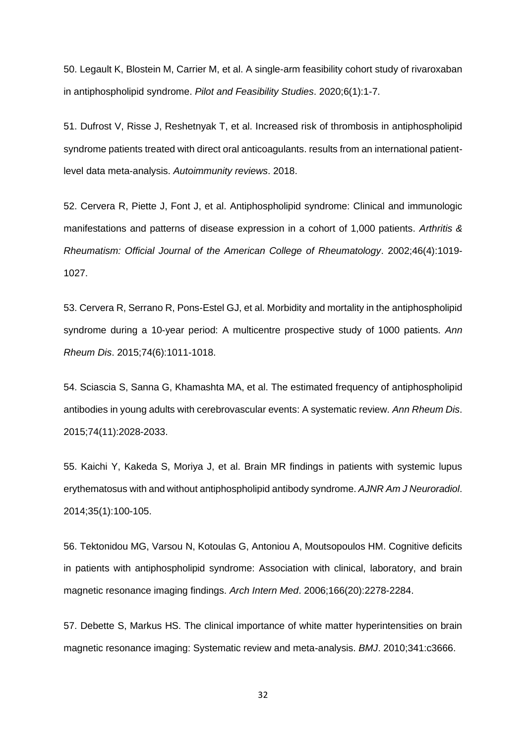50. Legault K, Blostein M, Carrier M, et al. A single-arm feasibility cohort study of rivaroxaban in antiphospholipid syndrome. *Pilot and Feasibility Studies*. 2020;6(1):1-7.

51. Dufrost V, Risse J, Reshetnyak T, et al. Increased risk of thrombosis in antiphospholipid syndrome patients treated with direct oral anticoagulants. results from an international patient-level data meta-analysis. *Autoimmunity reviews*. 2018.

52. Cervera R, Piette J, Font J, et al. Antiphospholipid syndrome: Clinical and immunologic manifestations and patterns of disease expression in a cohort of 1,000 patients. *Arthritis & Rheumatism: Official Journal of the American College of Rheumatology*. 2002;46(4):1019-1027.

53. Cervera R, Serrano R, Pons-Estel GJ, et al. Morbidity and mortality in the antiphospholipid syndrome during a 10-year period: A multicentre prospective study of 1000 patients. *Ann Rheum Dis*. 2015;74(6):1011-1018.

54. Sciascia S, Sanna G, Khamashta MA, et al. The estimated frequency of antiphospholipid antibodies in young adults with cerebrovascular events: A systematic review. *Ann Rheum Dis*. 2015;74(11):2028-2033.

55. Kaichi Y, Kakeda S, Moriya J, et al. Brain MR findings in patients with systemic lupus erythematosus with and without antiphospholipid antibody syndrome. *AJNR Am J Neuroradiol*. 2014;35(1):100-105.

56. Tektonidou MG, Varsou N, Kotoulas G, Antoniou A, Moutsopoulos HM. Cognitive deficits in patients with antiphospholipid syndrome: Association with clinical, laboratory, and brain magnetic resonance imaging findings. *Arch Intern Med*. 2006;166(20):2278-2284.

57. Debette S, Markus HS. The clinical importance of white matter hyperintensities on brain magnetic resonance imaging: Systematic review and meta-analysis. *BMJ*. 2010;341:c3666.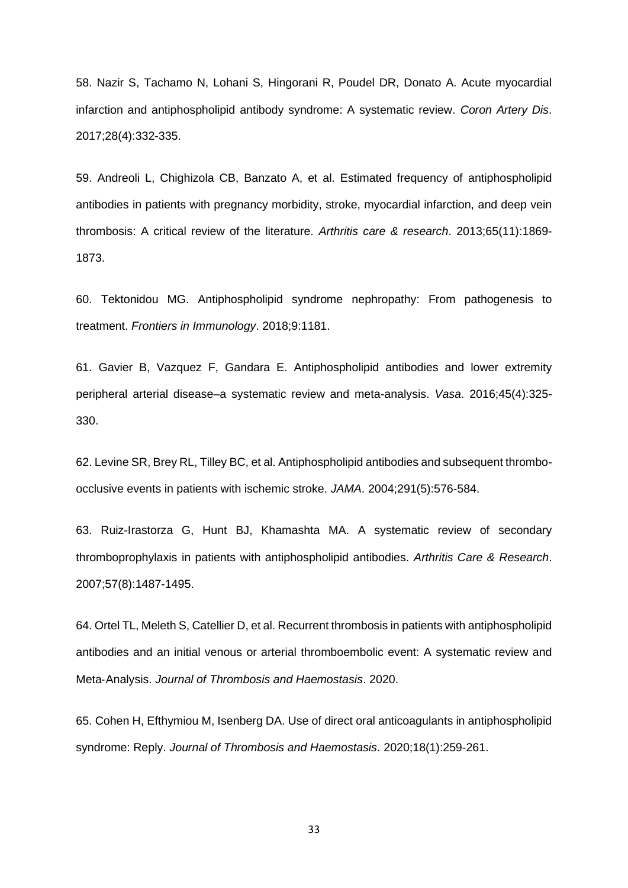58. Nazir S, Tachamo N, Lohani S, Hingorani R, Poudel DR, Donato A. Acute myocardial infarction and antiphospholipid antibody syndrome: A systematic review. *Coron Artery Dis*. 2017;28(4):332-335.

59. Andreoli L, Chighizola CB, Banzato A, et al. Estimated frequency of antiphospholipid antibodies in patients with pregnancy morbidity, stroke, myocardial infarction, and deep vein thrombosis: A critical review of the literature. *Arthritis care & research*. 2013;65(11):1869-1873.

60. Tektonidou MG. Antiphospholipid syndrome nephropathy: From pathogenesis to treatment. *Frontiers in Immunology*. 2018;9:1181.

61. Gavier B, Vazquez F, Gandara E. Antiphospholipid antibodies and lower extremity peripheral arterial disease–a systematic review and meta-analysis. *Vasa*. 2016;45(4):325-330.

62. Levine SR, Brey RL, Tilley BC, et al. Antiphospholipid antibodies and subsequent thrombo-occlusive events in patients with ischemic stroke. *JAMA*. 2004;291(5):576-584.

63. Ruiz-Irastorza G, Hunt BJ, Khamashta MA. A systematic review of secondary thromboprophylaxis in patients with antiphospholipid antibodies. *Arthritis Care & Research*. 2007;57(8):1487-1495.

64. Ortel TL, Meleth S, Catellier D, et al. Recurrent thrombosis in patients with antiphospholipid antibodies and an initial venous or arterial thromboembolic event: A systematic review and Meta-Analysis. *Journal of Thrombosis and Haemostasis*. 2020.

65. Cohen H, Efthymiou M, Isenberg DA. Use of direct oral anticoagulants in antiphospholipid syndrome: Reply. *Journal of Thrombosis and Haemostasis*. 2020;18(1):259-261.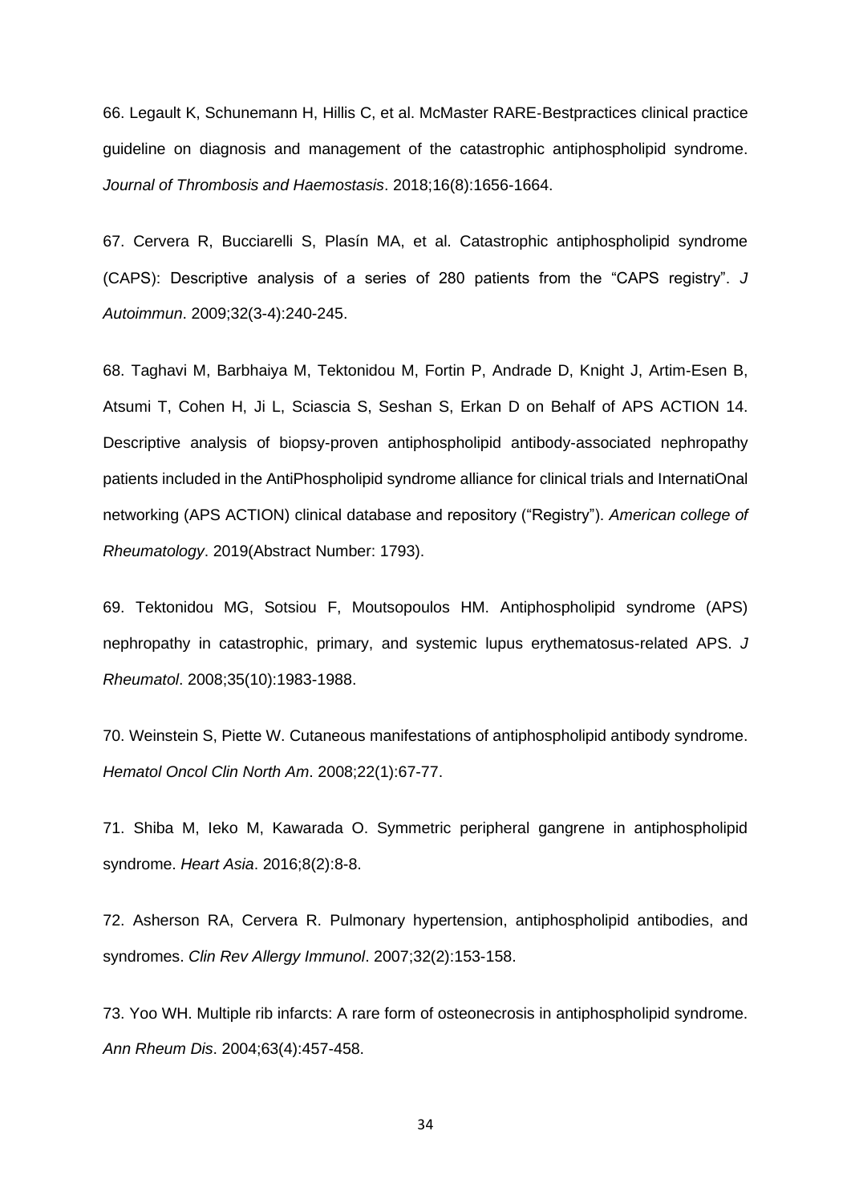66. Legault K, Schunemann H, Hillis C, et al. McMaster RARE-Bestpractices clinical practice guideline on diagnosis and management of the catastrophic antiphospholipid syndrome. *Journal of Thrombosis and Haemostasis*. 2018;16(8):1656-1664.

67. Cervera R, Bucciarelli S, Plasín MA, et al. Catastrophic antiphospholipid syndrome (CAPS): Descriptive analysis of a series of 280 patients from the "CAPS registry". *J Autoimmun*. 2009;32(3-4):240-245.

68. Taghavi M, Barbhaiya M, Tektonidou M, Fortin P, Andrade D, Knight J, Artim-Esen B, Atsumi T, Cohen H, Ji L, Sciascia S, Seshan S, Erkan D on Behalf of APS ACTION 14. Descriptive analysis of biopsy-proven antiphospholipid antibody-associated nephropathy patients included in the AntiPhospholipid syndrome alliance for clinical trials and InternatiOnal networking (APS ACTION) clinical database and repository ("Registry"). *American college of Rheumatology*. 2019(Abstract Number: 1793).

69. Tektonidou MG, Sotsiou F, Moutsopoulos HM. Antiphospholipid syndrome (APS) nephropathy in catastrophic, primary, and systemic lupus erythematosus-related APS. *J Rheumatol*. 2008;35(10):1983-1988.

70. Weinstein S, Piette W. Cutaneous manifestations of antiphospholipid antibody syndrome. *Hematol Oncol Clin North Am*. 2008;22(1):67-77.

71. Shiba M, Ieko M, Kawarada O. Symmetric peripheral gangrene in antiphospholipid syndrome. *Heart Asia*. 2016;8(2):8-8.

72. Asherson RA, Cervera R. Pulmonary hypertension, antiphospholipid antibodies, and syndromes. *Clin Rev Allergy Immunol*. 2007;32(2):153-158.

73. Yoo WH. Multiple rib infarcts: A rare form of osteonecrosis in antiphospholipid syndrome. *Ann Rheum Dis*. 2004;63(4):457-458.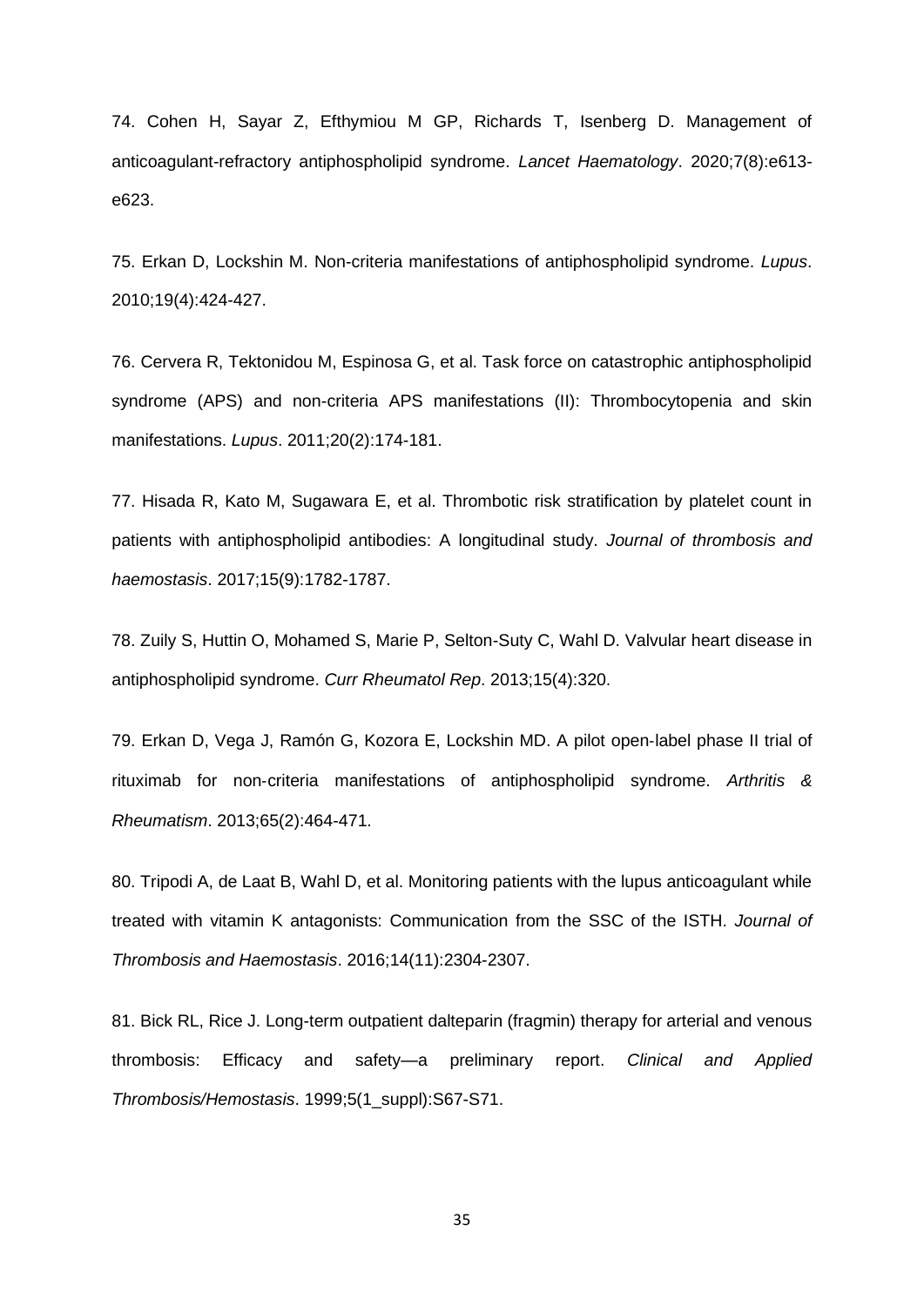74. Cohen H, Sayar Z, Efthymiou M GP, Richards T, Isenberg D. Management of anticoagulant-refractory antiphospholipid syndrome. *Lancet Haematology*. 2020;7(8):e613-e623.

75. Erkan D, Lockshin M. Non-criteria manifestations of antiphospholipid syndrome. *Lupus*. 2010;19(4):424-427.

76. Cervera R, Tektonidou M, Espinosa G, et al. Task force on catastrophic antiphospholipid syndrome (APS) and non-criteria APS manifestations (II): Thrombocytopenia and skin manifestations. *Lupus*. 2011;20(2):174-181.

77. Hisada R, Kato M, Sugawara E, et al. Thrombotic risk stratification by platelet count in patients with antiphospholipid antibodies: A longitudinal study. *Journal of thrombosis and haemostasis*. 2017;15(9):1782-1787.

78. Zuily S, Huttin O, Mohamed S, Marie P, Selton-Suty C, Wahl D. Valvular heart disease in antiphospholipid syndrome. *Curr Rheumatol Rep*. 2013;15(4):320.

79. Erkan D, Vega J, Ramón G, Kozora E, Lockshin MD. A pilot open-label phase II trial of rituximab for non-criteria manifestations of antiphospholipid syndrome. *Arthritis & Rheumatism*. 2013;65(2):464-471.

80. Tripodi A, de Laat B, Wahl D, et al. Monitoring patients with the lupus anticoagulant while treated with vitamin K antagonists: Communication from the SSC of the ISTH. *Journal of Thrombosis and Haemostasis*. 2016;14(11):2304-2307.

81. Bick RL, Rice J. Long-term outpatient dalteparin (fragmin) therapy for arterial and venous thrombosis: Efficacy and safety—a preliminary report. *Clinical and Applied Thrombosis/Hemostasis*. 1999;5(1_suppl):S67-S71.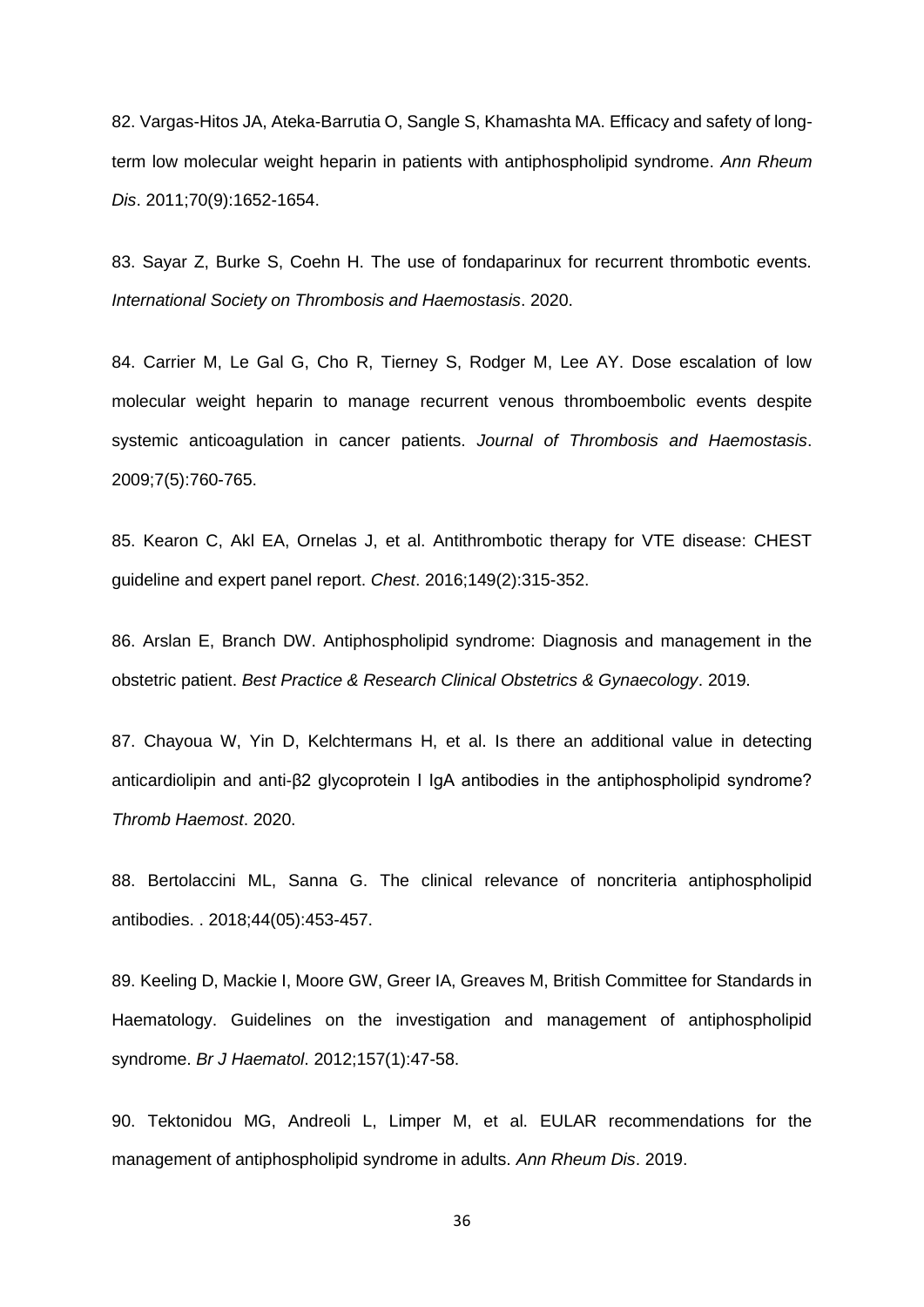82. Vargas-Hitos JA, Ateka-Barrutia O, Sangle S, Khamashta MA. Efficacy and safety of long-term low molecular weight heparin in patients with antiphospholipid syndrome. *Ann Rheum Dis*. 2011;70(9):1652-1654.

83. Sayar Z, Burke S, Coehn H. The use of fondaparinux for recurrent thrombotic events. *International Society on Thrombosis and Haemostasis*. 2020.

84. Carrier M, Le Gal G, Cho R, Tierney S, Rodger M, Lee AY. Dose escalation of low molecular weight heparin to manage recurrent venous thromboembolic events despite systemic anticoagulation in cancer patients. *Journal of Thrombosis and Haemostasis*. 2009;7(5):760-765.

85. Kearon C, Akl EA, Ornelas J, et al. Antithrombotic therapy for VTE disease: CHEST guideline and expert panel report. *Chest*. 2016;149(2):315-352.

86. Arslan E, Branch DW. Antiphospholipid syndrome: Diagnosis and management in the obstetric patient. *Best Practice & Research Clinical Obstetrics & Gynaecology*. 2019.

87. Chayoua W, Yin D, Kelchtermans H, et al. Is there an additional value in detecting anticardiolipin and anti-β2 glycoprotein I IgA antibodies in the antiphospholipid syndrome? *Thromb Haemost*. 2020.

88. Bertolaccini ML, Sanna G. The clinical relevance of noncriteria antiphospholipid antibodies. . 2018;44(05):453-457.

89. Keeling D, Mackie I, Moore GW, Greer IA, Greaves M, British Committee for Standards in Haematology. Guidelines on the investigation and management of antiphospholipid syndrome. *Br J Haematol*. 2012;157(1):47-58.

90. Tektonidou MG, Andreoli L, Limper M, et al. EULAR recommendations for the management of antiphospholipid syndrome in adults. *Ann Rheum Dis*. 2019.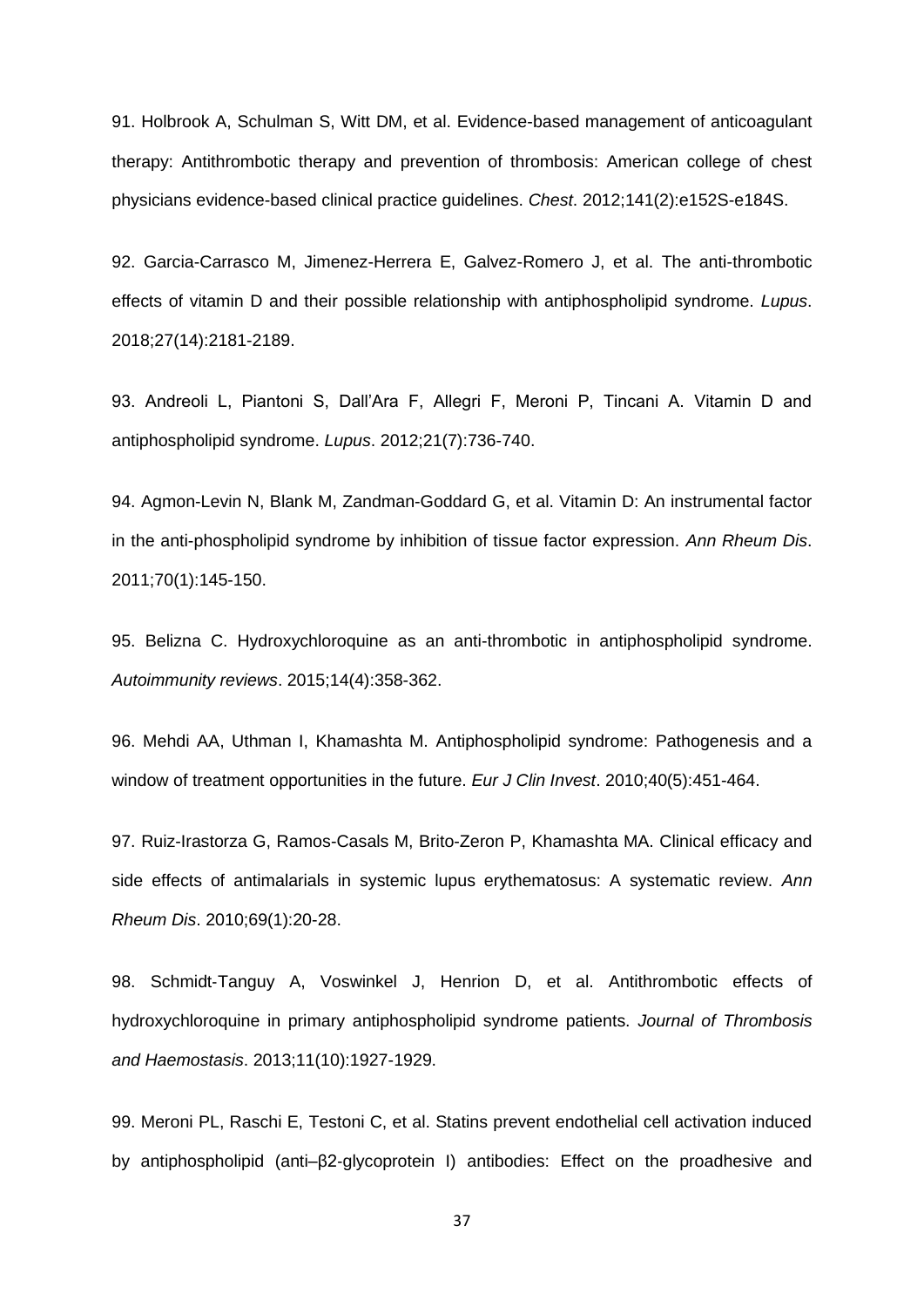91. Holbrook A, Schulman S, Witt DM, et al. Evidence-based management of anticoagulant therapy: Antithrombotic therapy and prevention of thrombosis: American college of chest physicians evidence-based clinical practice guidelines. *Chest*. 2012;141(2):e152S-e184S.

92. Garcia-Carrasco M, Jimenez-Herrera E, Galvez-Romero J, et al. The anti-thrombotic effects of vitamin D and their possible relationship with antiphospholipid syndrome. *Lupus*. 2018;27(14):2181-2189.

93. Andreoli L, Piantoni S, Dall'Ara F, Allegri F, Meroni P, Tincani A. Vitamin D and antiphospholipid syndrome. *Lupus*. 2012;21(7):736-740.

94. Agmon-Levin N, Blank M, Zandman-Goddard G, et al. Vitamin D: An instrumental factor in the anti-phospholipid syndrome by inhibition of tissue factor expression. *Ann Rheum Dis*. 2011;70(1):145-150.

95. Belizna C. Hydroxychloroquine as an anti-thrombotic in antiphospholipid syndrome. *Autoimmunity reviews*. 2015;14(4):358-362.

96. Mehdi AA, Uthman I, Khamashta M. Antiphospholipid syndrome: Pathogenesis and a window of treatment opportunities in the future. *Eur J Clin Invest*. 2010;40(5):451-464.

97. Ruiz-Irastorza G, Ramos-Casals M, Brito-Zeron P, Khamashta MA. Clinical efficacy and side effects of antimalarials in systemic lupus erythematosus: A systematic review. *Ann Rheum Dis*. 2010;69(1):20-28.

98. Schmidt-Tanguy A, Voswinkel J, Henrion D, et al. Antithrombotic effects of hydroxychloroquine in primary antiphospholipid syndrome patients. *Journal of Thrombosis and Haemostasis*. 2013;11(10):1927-1929.

99. Meroni PL, Raschi E, Testoni C, et al. Statins prevent endothelial cell activation induced by antiphospholipid (anti–β2-glycoprotein I) antibodies: Effect on the proadhesive and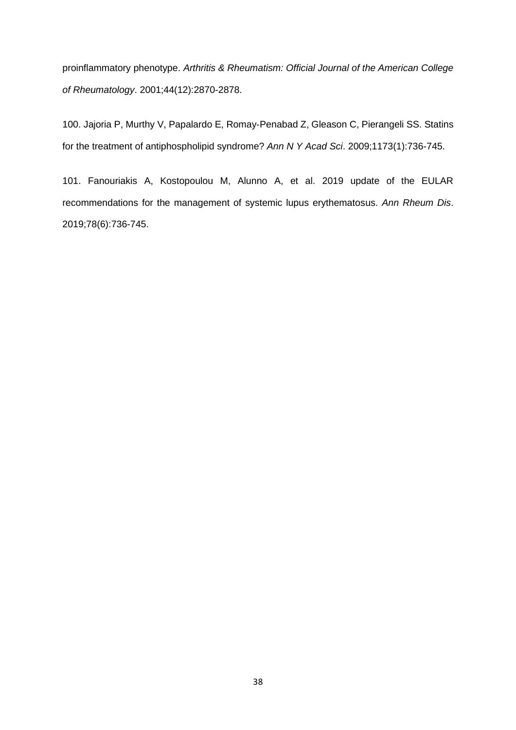proinflammatory phenotype. *Arthritis & Rheumatism: Official Journal of the American College of Rheumatology*. 2001;44(12):2870-2878.

100. Jajoria P, Murthy V, Papalardo E, Romay-Penabad Z, Gleason C, Pierangeli SS. Statins for the treatment of antiphospholipid syndrome? *Ann N Y Acad Sci*. 2009;1173(1):736-745.

101. Fanouriakis A, Kostopoulou M, Alunno A, et al. 2019 update of the EULAR recommendations for the management of systemic lupus erythematosus. *Ann Rheum Dis*. 2019;78(6):736-745.